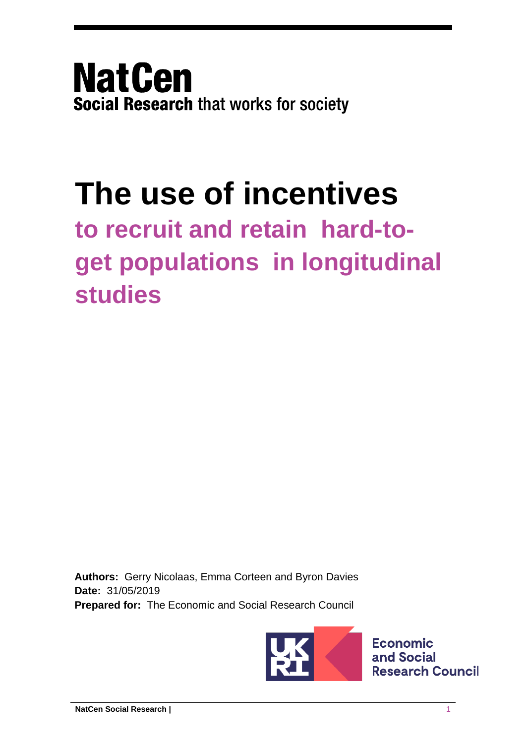**NatCen**
**Social Research** that works for society

# The use of incentives

## to recruit and retain hard-to-get populations in longitudinal studies

**Authors:** Gerry Nicolaas, Emma Corteen and Byron Davies
**Date:** 31/05/2019
**Prepared for:** The Economic and Social Research Council

Economic and Social Research Council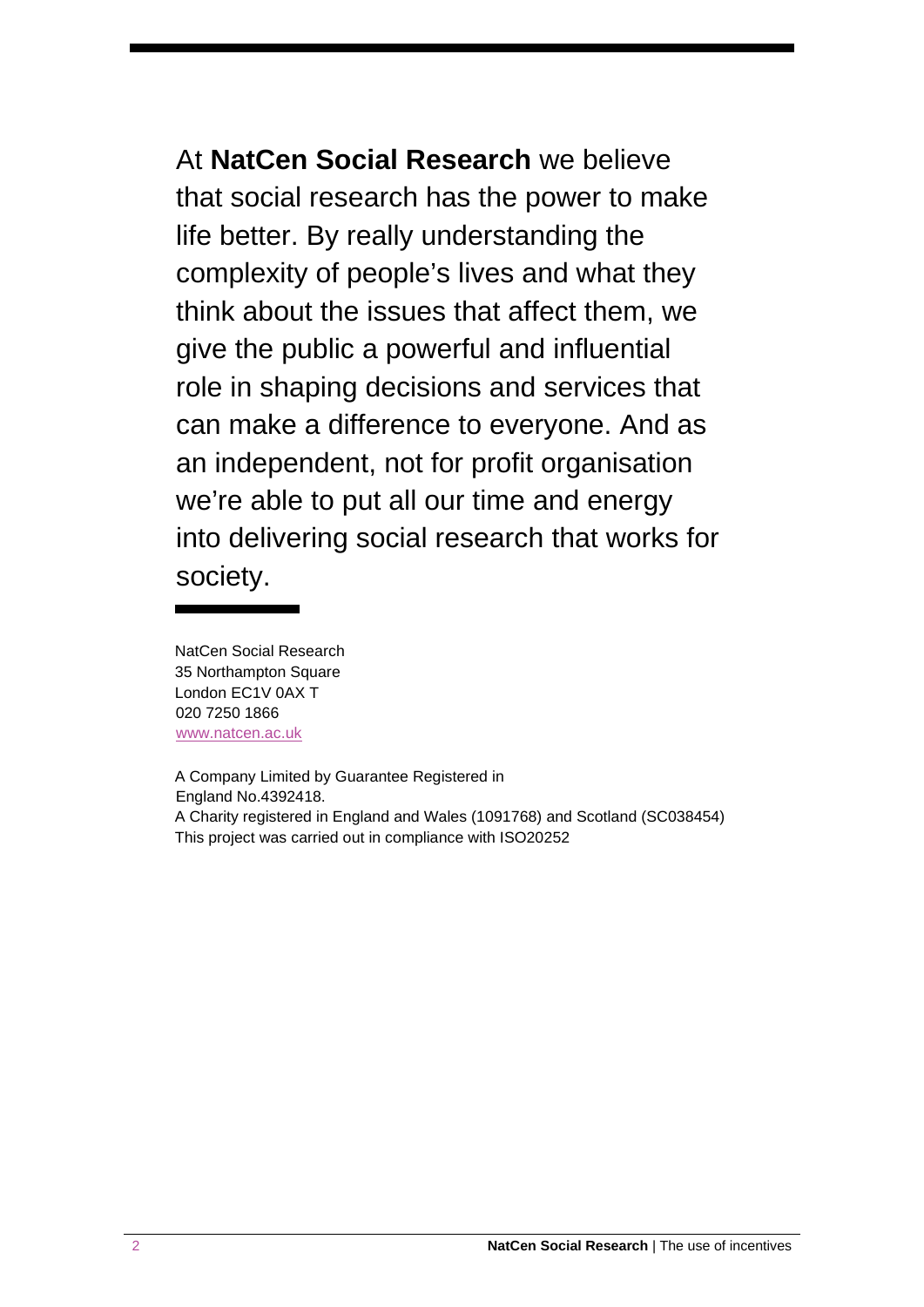At **NatCen Social Research** we believe that social research has the power to make life better. By really understanding the complexity of people's lives and what they think about the issues that affect them, we give the public a powerful and influential role in shaping decisions and services that can make a difference to everyone. And as an independent, not for profit organisation we're able to put all our time and energy into delivering social research that works for society.

NatCen Social Research
35 Northampton Square
London EC1V 0AX T
020 7250 1866
www.natcen.ac.uk

A Company Limited by Guarantee Registered in England No.4392418.
A Charity registered in England and Wales (1091768) and Scotland (SC038454)
This project was carried out in compliance with ISO20252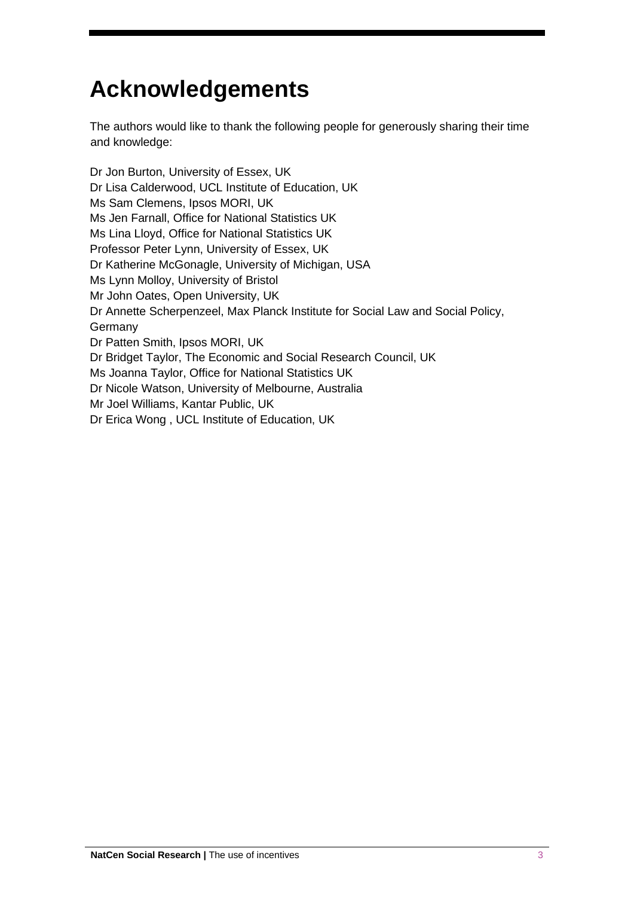# Acknowledgements

The authors would like to thank the following people for generously sharing their time and knowledge:

Dr Jon Burton, University of Essex, UK
Dr Lisa Calderwood, UCL Institute of Education, UK
Ms Sam Clemens, Ipsos MORI, UK
Ms Jen Farnall, Office for National Statistics UK
Ms Lina Lloyd, Office for National Statistics UK
Professor Peter Lynn, University of Essex, UK
Dr Katherine McGonagle, University of Michigan, USA
Ms Lynn Molloy, University of Bristol
Mr John Oates, Open University, UK
Dr Annette Scherpenzeel, Max Planck Institute for Social Law and Social Policy, Germany
Dr Patten Smith, Ipsos MORI, UK
Dr Bridget Taylor, The Economic and Social Research Council, UK
Ms Joanna Taylor, Office for National Statistics UK
Dr Nicole Watson, University of Melbourne, Australia
Mr Joel Williams, Kantar Public, UK
Dr Erica Wong , UCL Institute of Education, UK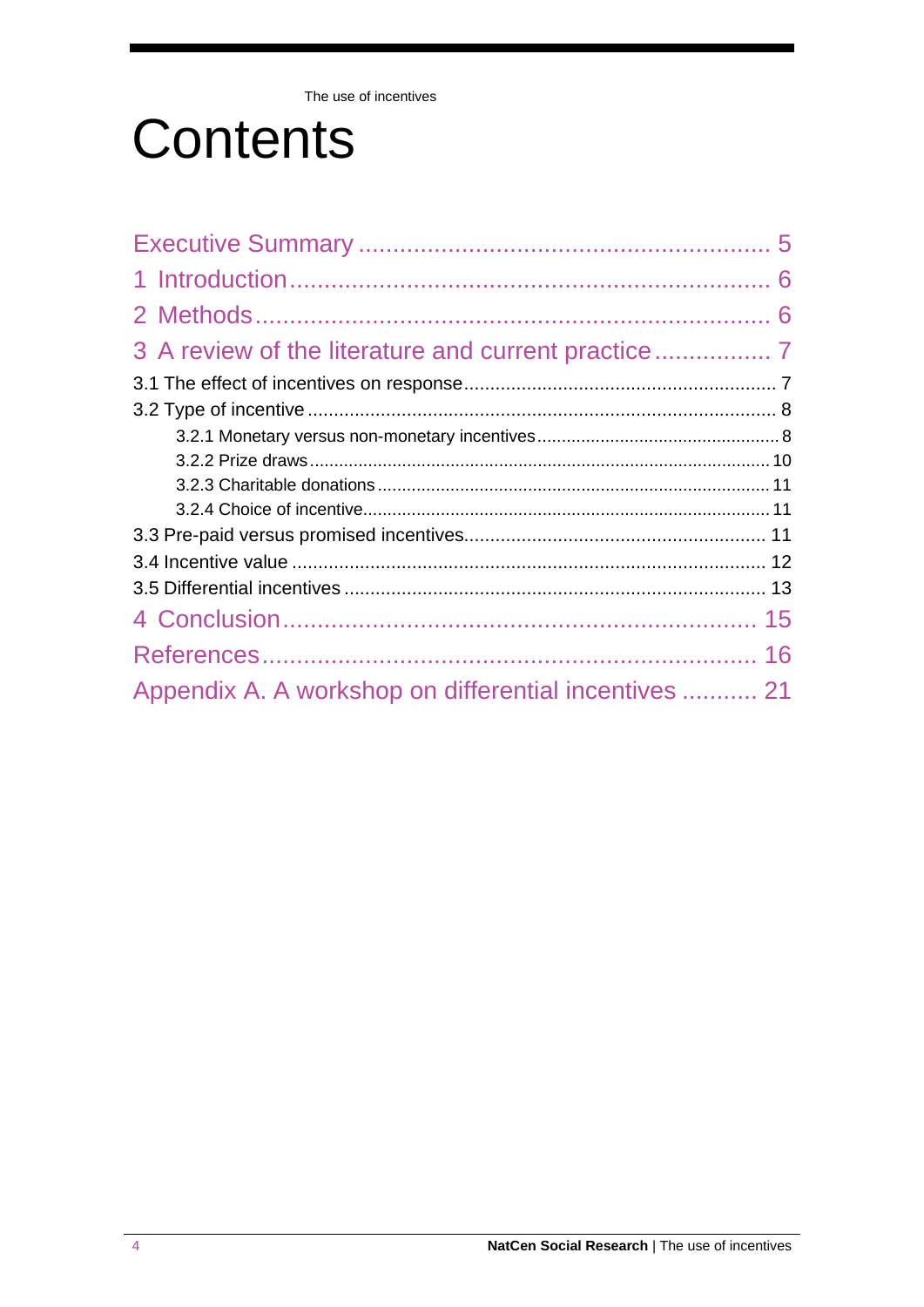# Contents

Executive Summary .......................................................... 5

1 Introduction ..................................................................... 6

2 Methods ........................................................................... 6

3 A review of the literature and current practice ................. 7

3.1 The effect of incentives on response ........................................................... 7

3.2 Type of incentive ......................................................................................... 8

3.2.1 Monetary versus non-monetary incentives ................................................. 8

3.2.2 Prize draws ............................................................................................ 10

3.2.3 Charitable donations ............................................................................... 11

3.2.4 Choice of incentive .................................................................................. 11

3.3 Pre-paid versus promised incentives ......................................................... 11

3.4 Incentive value .......................................................................................... 12

3.5 Differential incentives ................................................................................ 13

4 Conclusion ..................................................................... 15

References ........................................................................ 16

Appendix A. A workshop on differential incentives ........... 21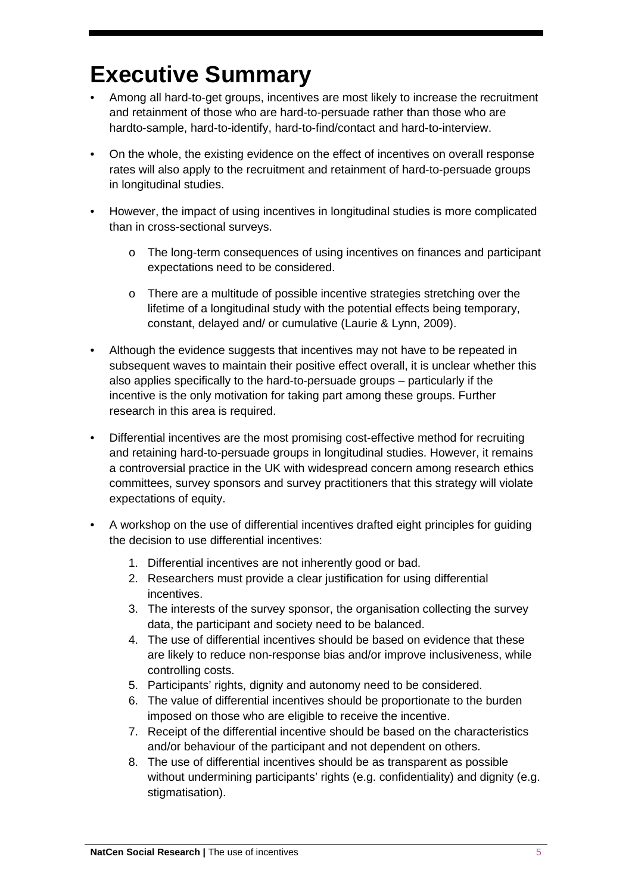# Executive Summary

- Among all hard-to-get groups, incentives are most likely to increase the recruitment and retainment of those who are hard-to-persuade rather than those who are hardto-sample, hard-to-identify, hard-to-find/contact and hard-to-interview.
- On the whole, the existing evidence on the effect of incentives on overall response rates will also apply to the recruitment and retainment of hard-to-persuade groups in longitudinal studies.
- However, the impact of using incentives in longitudinal studies is more complicated than in cross-sectional surveys.
    - The long-term consequences of using incentives on finances and participant expectations need to be considered.
    - There are a multitude of possible incentive strategies stretching over the lifetime of a longitudinal study with the potential effects being temporary, constant, delayed and/ or cumulative (Laurie & Lynn, 2009).
- Although the evidence suggests that incentives may not have to be repeated in subsequent waves to maintain their positive effect overall, it is unclear whether this also applies specifically to the hard-to-persuade groups – particularly if the incentive is the only motivation for taking part among these groups. Further research in this area is required.
- Differential incentives are the most promising cost-effective method for recruiting and retaining hard-to-persuade groups in longitudinal studies. However, it remains a controversial practice in the UK with widespread concern among research ethics committees, survey sponsors and survey practitioners that this strategy will violate expectations of equity.
- A workshop on the use of differential incentives drafted eight principles for guiding the decision to use differential incentives:
    1. Differential incentives are not inherently good or bad.
    2. Researchers must provide a clear justification for using differential incentives.
    3. The interests of the survey sponsor, the organisation collecting the survey data, the participant and society need to be balanced.
    4. The use of differential incentives should be based on evidence that these are likely to reduce non-response bias and/or improve inclusiveness, while controlling costs.
    5. Participants' rights, dignity and autonomy need to be considered.
    6. The value of differential incentives should be proportionate to the burden imposed on those who are eligible to receive the incentive.
    7. Receipt of the differential incentive should be based on the characteristics and/or behaviour of the participant and not dependent on others.
    8. The use of differential incentives should be as transparent as possible without undermining participants' rights (e.g. confidentiality) and dignity (e.g. stigmatisation).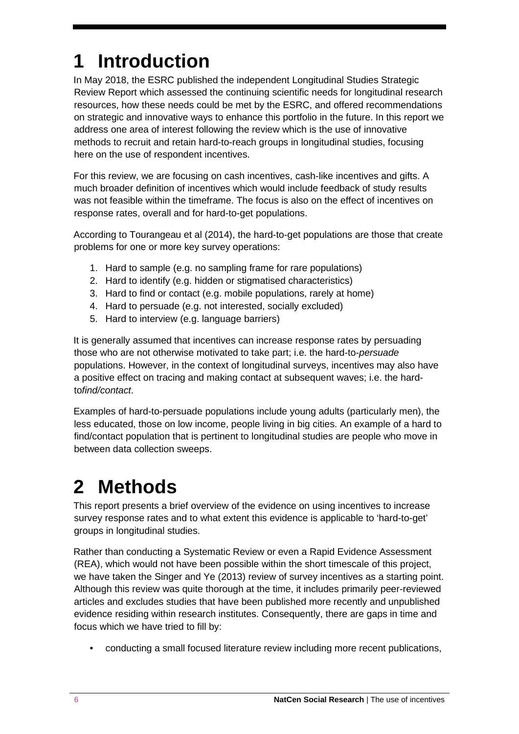# 1 Introduction

In May 2018, the ESRC published the independent Longitudinal Studies Strategic Review Report which assessed the continuing scientific needs for longitudinal research resources, how these needs could be met by the ESRC, and offered recommendations on strategic and innovative ways to enhance this portfolio in the future. In this report we address one area of interest following the review which is the use of innovative methods to recruit and retain hard-to-reach groups in longitudinal studies, focusing here on the use of respondent incentives.

For this review, we are focusing on cash incentives, cash-like incentives and gifts. A much broader definition of incentives which would include feedback of study results was not feasible within the timeframe. The focus is also on the effect of incentives on response rates, overall and for hard-to-get populations.

According to Tourangeau et al (2014), the hard-to-get populations are those that create problems for one or more key survey operations:

1. Hard to sample (e.g. no sampling frame for rare populations)
2. Hard to identify (e.g. hidden or stigmatised characteristics)
3. Hard to find or contact (e.g. mobile populations, rarely at home)
4. Hard to persuade (e.g. not interested, socially excluded)
5. Hard to interview (e.g. language barriers)

It is generally assumed that incentives can increase response rates by persuading those who are not otherwise motivated to take part; i.e. the hard-to-*persuade* populations. However, in the context of longitudinal surveys, incentives may also have a positive effect on tracing and making contact at subsequent waves; i.e. the hard-to*find/contact*.

Examples of hard-to-persuade populations include young adults (particularly men), the less educated, those on low income, people living in big cities. An example of a hard to find/contact population that is pertinent to longitudinal studies are people who move in between data collection sweeps.

# 2 Methods

This report presents a brief overview of the evidence on using incentives to increase survey response rates and to what extent this evidence is applicable to 'hard-to-get' groups in longitudinal studies.

Rather than conducting a Systematic Review or even a Rapid Evidence Assessment (REA), which would not have been possible within the short timescale of this project, we have taken the Singer and Ye (2013) review of survey incentives as a starting point. Although this review was quite thorough at the time, it includes primarily peer-reviewed articles and excludes studies that have been published more recently and unpublished evidence residing within research institutes. Consequently, there are gaps in time and focus which we have tried to fill by:

- conducting a small focused literature review including more recent publications,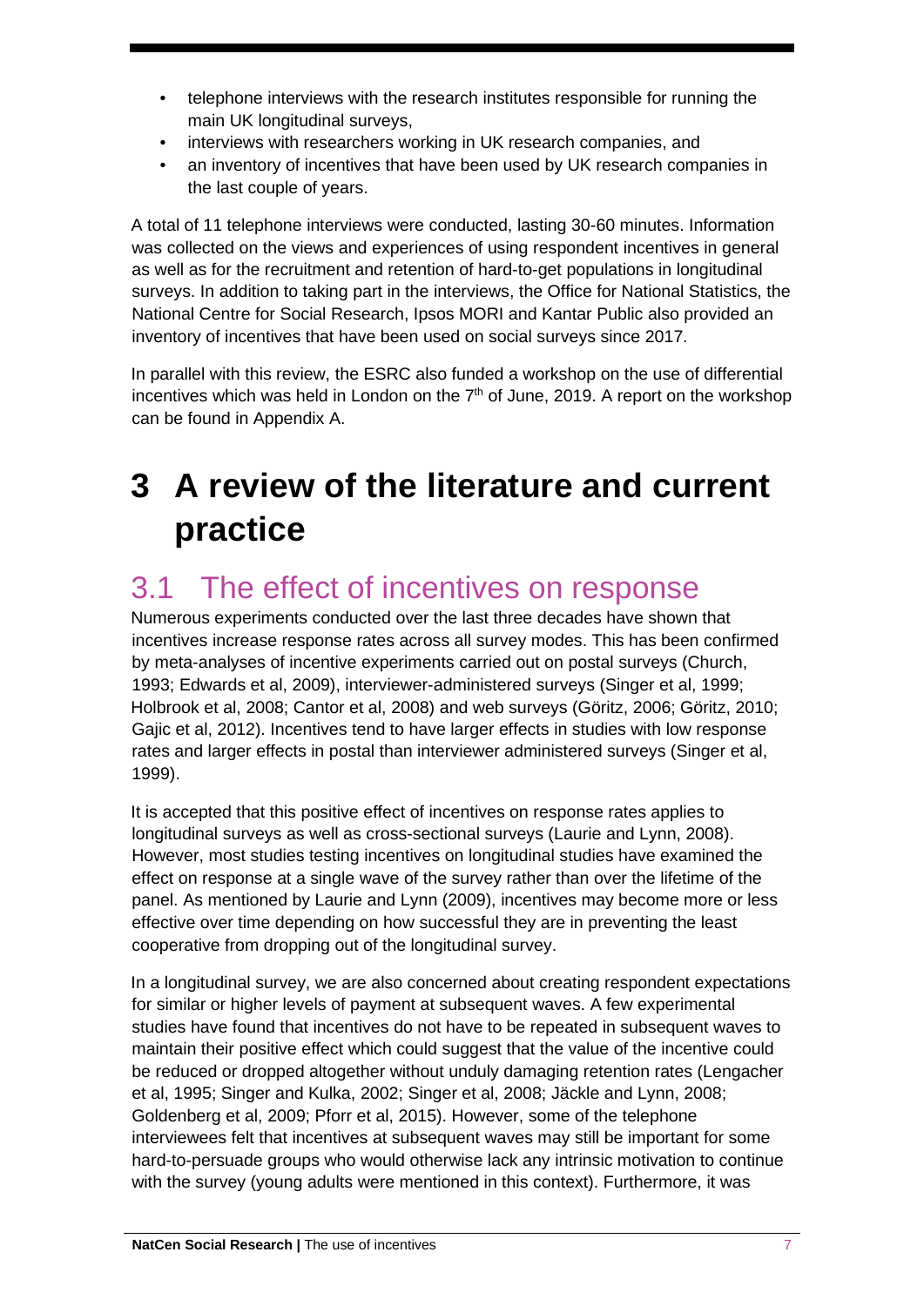- telephone interviews with the research institutes responsible for running the main UK longitudinal surveys,
- interviews with researchers working in UK research companies, and
- an inventory of incentives that have been used by UK research companies in the last couple of years.

A total of 11 telephone interviews were conducted, lasting 30-60 minutes. Information was collected on the views and experiences of using respondent incentives in general as well as for the recruitment and retention of hard-to-get populations in longitudinal surveys. In addition to taking part in the interviews, the Office for National Statistics, the National Centre for Social Research, Ipsos MORI and Kantar Public also provided an inventory of incentives that have been used on social surveys since 2017.

In parallel with this review, the ESRC also funded a workshop on the use of differential incentives which was held in London on the 7th of June, 2019. A report on the workshop can be found in Appendix A.

# 3 A review of the literature and current practice

## 3.1 The effect of incentives on response

Numerous experiments conducted over the last three decades have shown that incentives increase response rates across all survey modes. This has been confirmed by meta-analyses of incentive experiments carried out on postal surveys (Church, 1993; Edwards et al, 2009), interviewer-administered surveys (Singer et al, 1999; Holbrook et al, 2008; Cantor et al, 2008) and web surveys (Göritz, 2006; Göritz, 2010; Gajic et al, 2012). Incentives tend to have larger effects in studies with low response rates and larger effects in postal than interviewer administered surveys (Singer et al, 1999).

It is accepted that this positive effect of incentives on response rates applies to longitudinal surveys as well as cross-sectional surveys (Laurie and Lynn, 2008). However, most studies testing incentives on longitudinal studies have examined the effect on response at a single wave of the survey rather than over the lifetime of the panel. As mentioned by Laurie and Lynn (2009), incentives may become more or less effective over time depending on how successful they are in preventing the least cooperative from dropping out of the longitudinal survey.

In a longitudinal survey, we are also concerned about creating respondent expectations for similar or higher levels of payment at subsequent waves. A few experimental studies have found that incentives do not have to be repeated in subsequent waves to maintain their positive effect which could suggest that the value of the incentive could be reduced or dropped altogether without unduly damaging retention rates (Lengacher et al, 1995; Singer and Kulka, 2002; Singer et al, 2008; Jäckle and Lynn, 2008; Goldenberg et al, 2009; Pforr et al, 2015). However, some of the telephone interviewees felt that incentives at subsequent waves may still be important for some hard-to-persuade groups who would otherwise lack any intrinsic motivation to continue with the survey (young adults were mentioned in this context). Furthermore, it was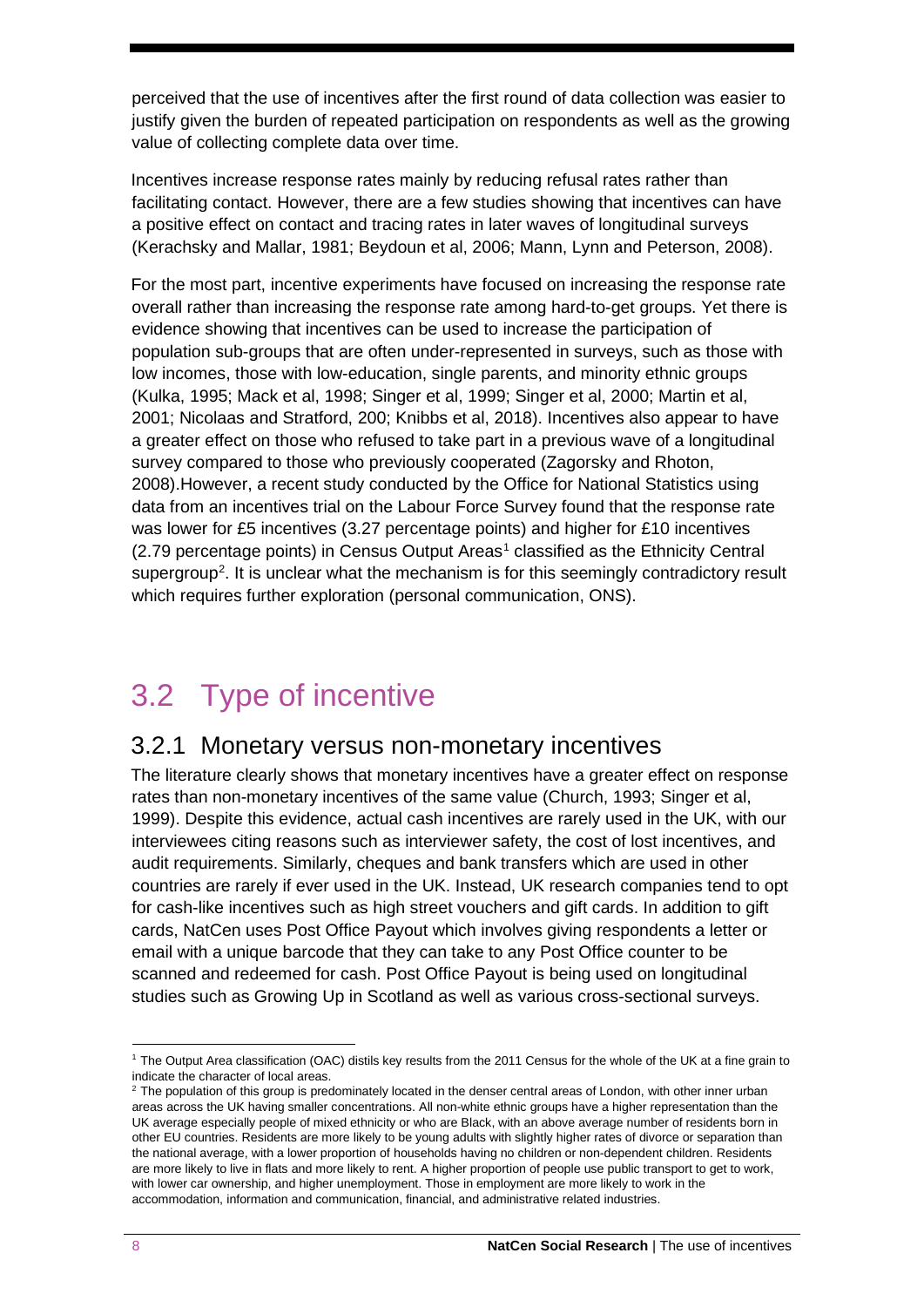perceived that the use of incentives after the first round of data collection was easier to justify given the burden of repeated participation on respondents as well as the growing value of collecting complete data over time.

Incentives increase response rates mainly by reducing refusal rates rather than facilitating contact. However, there are a few studies showing that incentives can have a positive effect on contact and tracing rates in later waves of longitudinal surveys (Kerachsky and Mallar, 1981; Beydoun et al, 2006; Mann, Lynn and Peterson, 2008).

For the most part, incentive experiments have focused on increasing the response rate overall rather than increasing the response rate among hard-to-get groups. Yet there is evidence showing that incentives can be used to increase the participation of population sub-groups that are often under-represented in surveys, such as those with low incomes, those with low-education, single parents, and minority ethnic groups (Kulka, 1995; Mack et al, 1998; Singer et al, 1999; Singer et al, 2000; Martin et al, 2001; Nicolaas and Stratford, 200; Knibbs et al, 2018). Incentives also appear to have a greater effect on those who refused to take part in a previous wave of a longitudinal survey compared to those who previously cooperated (Zagorsky and Rhoton, 2008).However, a recent study conducted by the Office for National Statistics using data from an incentives trial on the Labour Force Survey found that the response rate was lower for £5 incentives (3.27 percentage points) and higher for £10 incentives (2.79 percentage points) in Census Output Areas[1] classified as the Ethnicity Central supergroup[2]. It is unclear what the mechanism is for this seemingly contradictory result which requires further exploration (personal communication, ONS).

## 3.2 Type of incentive

### 3.2.1 Monetary versus non-monetary incentives

The literature clearly shows that monetary incentives have a greater effect on response rates than non-monetary incentives of the same value (Church, 1993; Singer et al, 1999). Despite this evidence, actual cash incentives are rarely used in the UK, with our interviewees citing reasons such as interviewer safety, the cost of lost incentives, and audit requirements. Similarly, cheques and bank transfers which are used in other countries are rarely if ever used in the UK. Instead, UK research companies tend to opt for cash-like incentives such as high street vouchers and gift cards. In addition to gift cards, NatCen uses Post Office Payout which involves giving respondents a letter or email with a unique barcode that they can take to any Post Office counter to be scanned and redeemed for cash. Post Office Payout is being used on longitudinal studies such as Growing Up in Scotland as well as various cross-sectional surveys.

---

[1] The Output Area classification (OAC) distils key results from the 2011 Census for the whole of the UK at a fine grain to indicate the character of local areas.

[2] The population of this group is predominately located in the denser central areas of London, with other inner urban areas across the UK having smaller concentrations. All non-white ethnic groups have a higher representation than the UK average especially people of mixed ethnicity or who are Black, with an above average number of residents born in other EU countries. Residents are more likely to be young adults with slightly higher rates of divorce or separation than the national average, with a lower proportion of households having no children or non-dependent children. Residents are more likely to live in flats and more likely to rent. A higher proportion of people use public transport to get to work, with lower car ownership, and higher unemployment. Those in employment are more likely to work in the accommodation, information and communication, financial, and administrative related industries.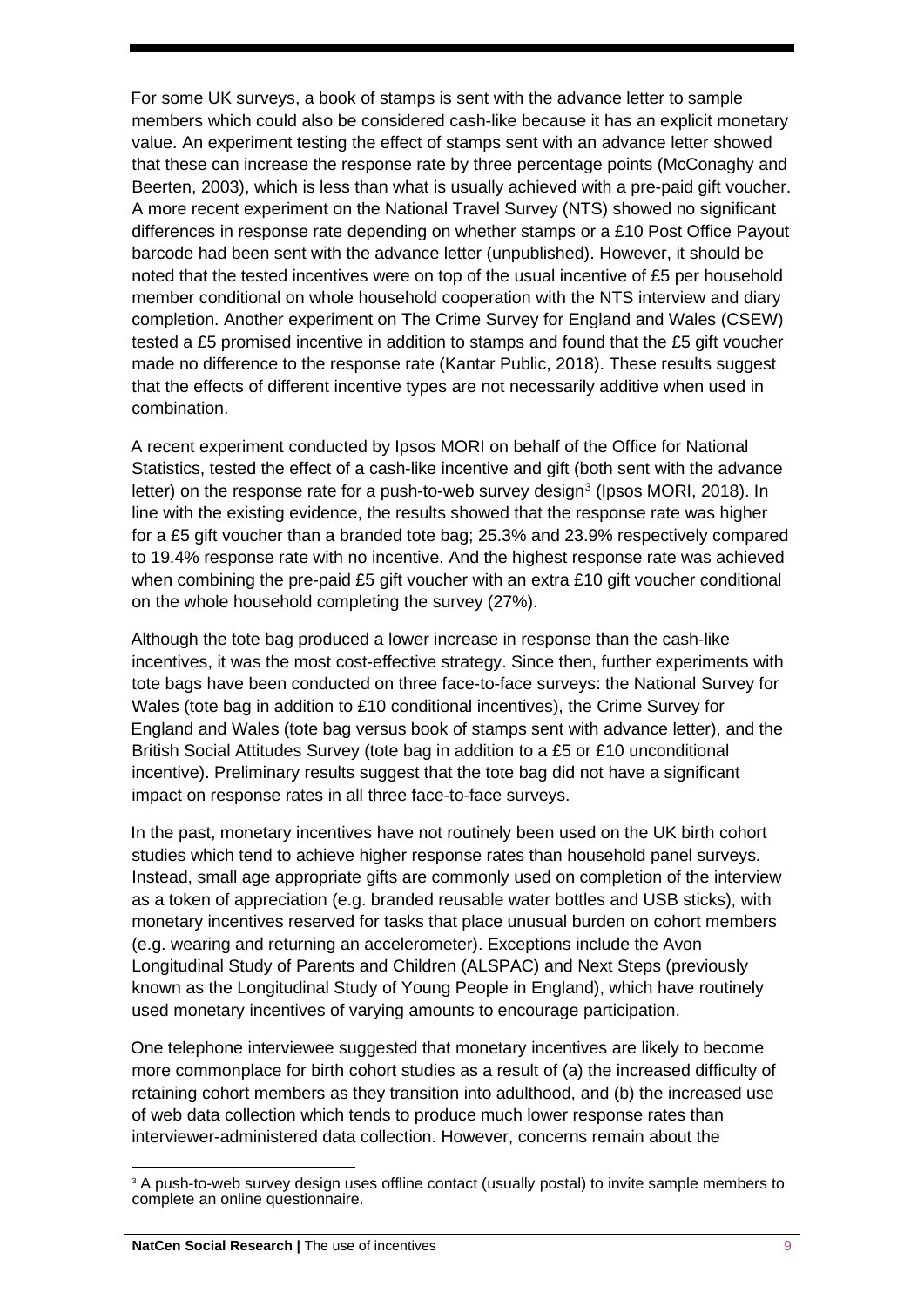For some UK surveys, a book of stamps is sent with the advance letter to sample members which could also be considered cash-like because it has an explicit monetary value. An experiment testing the effect of stamps sent with an advance letter showed that these can increase the response rate by three percentage points (McConaghy and Beerten, 2003), which is less than what is usually achieved with a pre-paid gift voucher. A more recent experiment on the National Travel Survey (NTS) showed no significant differences in response rate depending on whether stamps or a £10 Post Office Payout barcode had been sent with the advance letter (unpublished). However, it should be noted that the tested incentives were on top of the usual incentive of £5 per household member conditional on whole household cooperation with the NTS interview and diary completion. Another experiment on The Crime Survey for England and Wales (CSEW) tested a £5 promised incentive in addition to stamps and found that the £5 gift voucher made no difference to the response rate (Kantar Public, 2018). These results suggest that the effects of different incentive types are not necessarily additive when used in combination.

A recent experiment conducted by Ipsos MORI on behalf of the Office for National Statistics, tested the effect of a cash-like incentive and gift (both sent with the advance letter) on the response rate for a push-to-web survey design[3] (Ipsos MORI, 2018). In line with the existing evidence, the results showed that the response rate was higher for a £5 gift voucher than a branded tote bag; 25.3% and 23.9% respectively compared to 19.4% response rate with no incentive. And the highest response rate was achieved when combining the pre-paid £5 gift voucher with an extra £10 gift voucher conditional on the whole household completing the survey (27%).

Although the tote bag produced a lower increase in response than the cash-like incentives, it was the most cost-effective strategy. Since then, further experiments with tote bags have been conducted on three face-to-face surveys: the National Survey for Wales (tote bag in addition to £10 conditional incentives), the Crime Survey for England and Wales (tote bag versus book of stamps sent with advance letter), and the British Social Attitudes Survey (tote bag in addition to a £5 or £10 unconditional incentive). Preliminary results suggest that the tote bag did not have a significant impact on response rates in all three face-to-face surveys.

In the past, monetary incentives have not routinely been used on the UK birth cohort studies which tend to achieve higher response rates than household panel surveys. Instead, small age appropriate gifts are commonly used on completion of the interview as a token of appreciation (e.g. branded reusable water bottles and USB sticks), with monetary incentives reserved for tasks that place unusual burden on cohort members (e.g. wearing and returning an accelerometer). Exceptions include the Avon Longitudinal Study of Parents and Children (ALSPAC) and Next Steps (previously known as the Longitudinal Study of Young People in England), which have routinely used monetary incentives of varying amounts to encourage participation.

One telephone interviewee suggested that monetary incentives are likely to become more commonplace for birth cohort studies as a result of (a) the increased difficulty of retaining cohort members as they transition into adulthood, and (b) the increased use of web data collection which tends to produce much lower response rates than interviewer-administered data collection. However, concerns remain about the

[3] A push-to-web survey design uses offline contact (usually postal) to invite sample members to complete an online questionnaire.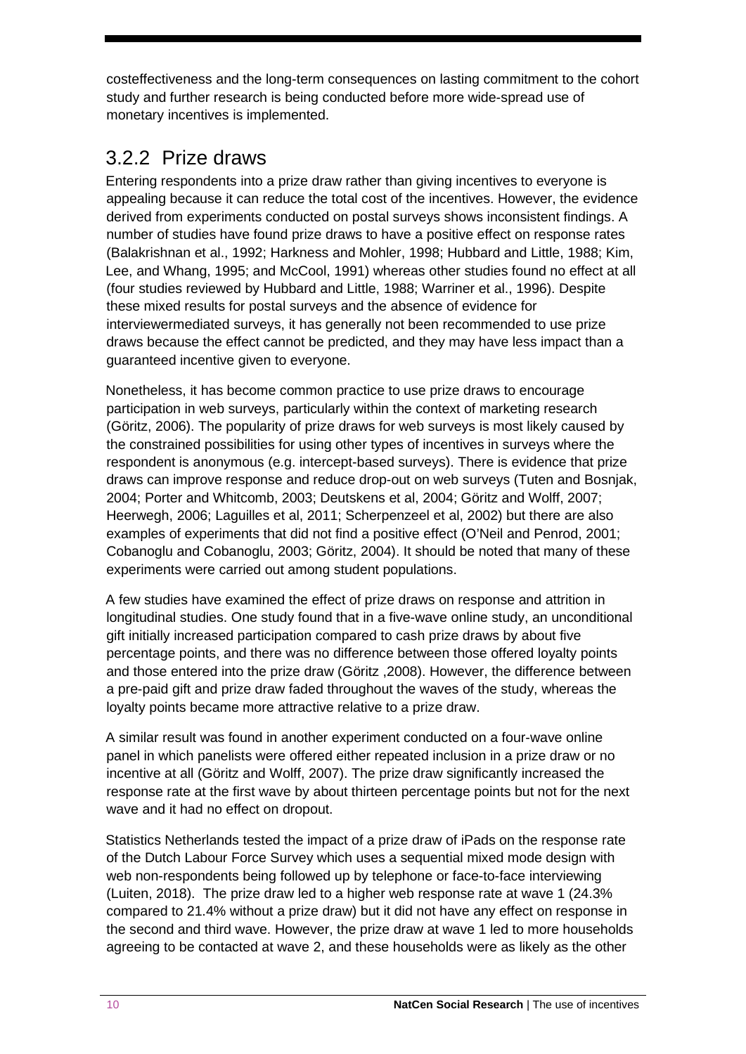costeffectiveness and the long-term consequences on lasting commitment to the cohort study and further research is being conducted before more wide-spread use of monetary incentives is implemented.

### 3.2.2 Prize draws

Entering respondents into a prize draw rather than giving incentives to everyone is appealing because it can reduce the total cost of the incentives. However, the evidence derived from experiments conducted on postal surveys shows inconsistent findings. A number of studies have found prize draws to have a positive effect on response rates (Balakrishnan et al., 1992; Harkness and Mohler, 1998; Hubbard and Little, 1988; Kim, Lee, and Whang, 1995; and McCool, 1991) whereas other studies found no effect at all (four studies reviewed by Hubbard and Little, 1988; Warriner et al., 1996). Despite these mixed results for postal surveys and the absence of evidence for interviewermediated surveys, it has generally not been recommended to use prize draws because the effect cannot be predicted, and they may have less impact than a guaranteed incentive given to everyone.

Nonetheless, it has become common practice to use prize draws to encourage participation in web surveys, particularly within the context of marketing research (Göritz, 2006). The popularity of prize draws for web surveys is most likely caused by the constrained possibilities for using other types of incentives in surveys where the respondent is anonymous (e.g. intercept-based surveys). There is evidence that prize draws can improve response and reduce drop-out on web surveys (Tuten and Bosnjak, 2004; Porter and Whitcomb, 2003; Deutskens et al, 2004; Göritz and Wolff, 2007; Heerwegh, 2006; Laguilles et al, 2011; Scherpenzeel et al, 2002) but there are also examples of experiments that did not find a positive effect (O'Neil and Penrod, 2001; Cobanoglu and Cobanoglu, 2003; Göritz, 2004). It should be noted that many of these experiments were carried out among student populations.

A few studies have examined the effect of prize draws on response and attrition in longitudinal studies. One study found that in a five-wave online study, an unconditional gift initially increased participation compared to cash prize draws by about five percentage points, and there was no difference between those offered loyalty points and those entered into the prize draw (Göritz ,2008). However, the difference between a pre-paid gift and prize draw faded throughout the waves of the study, whereas the loyalty points became more attractive relative to a prize draw.

A similar result was found in another experiment conducted on a four-wave online panel in which panelists were offered either repeated inclusion in a prize draw or no incentive at all (Göritz and Wolff, 2007). The prize draw significantly increased the response rate at the first wave by about thirteen percentage points but not for the next wave and it had no effect on dropout.

Statistics Netherlands tested the impact of a prize draw of iPads on the response rate of the Dutch Labour Force Survey which uses a sequential mixed mode design with web non-respondents being followed up by telephone or face-to-face interviewing (Luiten, 2018). The prize draw led to a higher web response rate at wave 1 (24.3% compared to 21.4% without a prize draw) but it did not have any effect on response in the second and third wave. However, the prize draw at wave 1 led to more households agreeing to be contacted at wave 2, and these households were as likely as the other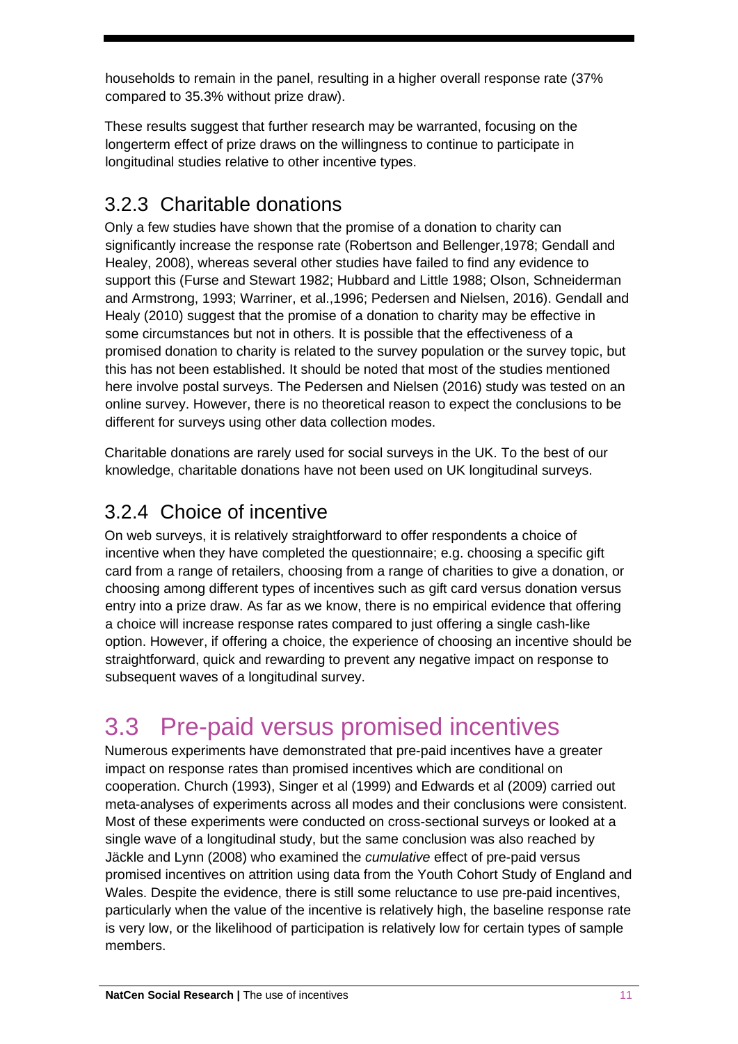households to remain in the panel, resulting in a higher overall response rate (37% compared to 35.3% without prize draw).

These results suggest that further research may be warranted, focusing on the longerterm effect of prize draws on the willingness to continue to participate in longitudinal studies relative to other incentive types.

### 3.2.3 Charitable donations

Only a few studies have shown that the promise of a donation to charity can significantly increase the response rate (Robertson and Bellenger,1978; Gendall and Healey, 2008), whereas several other studies have failed to find any evidence to support this (Furse and Stewart 1982; Hubbard and Little 1988; Olson, Schneiderman and Armstrong, 1993; Warriner, et al.,1996; Pedersen and Nielsen, 2016). Gendall and Healy (2010) suggest that the promise of a donation to charity may be effective in some circumstances but not in others. It is possible that the effectiveness of a promised donation to charity is related to the survey population or the survey topic, but this has not been established. It should be noted that most of the studies mentioned here involve postal surveys. The Pedersen and Nielsen (2016) study was tested on an online survey. However, there is no theoretical reason to expect the conclusions to be different for surveys using other data collection modes.

Charitable donations are rarely used for social surveys in the UK. To the best of our knowledge, charitable donations have not been used on UK longitudinal surveys.

### 3.2.4 Choice of incentive

On web surveys, it is relatively straightforward to offer respondents a choice of incentive when they have completed the questionnaire; e.g. choosing a specific gift card from a range of retailers, choosing from a range of charities to give a donation, or choosing among different types of incentives such as gift card versus donation versus entry into a prize draw. As far as we know, there is no empirical evidence that offering a choice will increase response rates compared to just offering a single cash-like option. However, if offering a choice, the experience of choosing an incentive should be straightforward, quick and rewarding to prevent any negative impact on response to subsequent waves of a longitudinal survey.

## 3.3 Pre-paid versus promised incentives

Numerous experiments have demonstrated that pre-paid incentives have a greater impact on response rates than promised incentives which are conditional on cooperation. Church (1993), Singer et al (1999) and Edwards et al (2009) carried out meta-analyses of experiments across all modes and their conclusions were consistent. Most of these experiments were conducted on cross-sectional surveys or looked at a single wave of a longitudinal study, but the same conclusion was also reached by Jäckle and Lynn (2008) who examined the *cumulative* effect of pre-paid versus promised incentives on attrition using data from the Youth Cohort Study of England and Wales. Despite the evidence, there is still some reluctance to use pre-paid incentives, particularly when the value of the incentive is relatively high, the baseline response rate is very low, or the likelihood of participation is relatively low for certain types of sample members.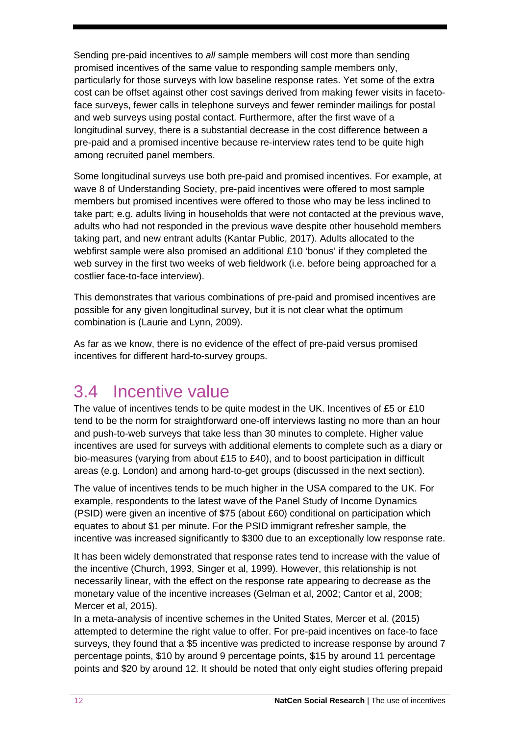Sending pre-paid incentives to *all* sample members will cost more than sending promised incentives of the same value to responding sample members only, particularly for those surveys with low baseline response rates. Yet some of the extra cost can be offset against other cost savings derived from making fewer visits in faceto-face surveys, fewer calls in telephone surveys and fewer reminder mailings for postal and web surveys using postal contact. Furthermore, after the first wave of a longitudinal survey, there is a substantial decrease in the cost difference between a pre-paid and a promised incentive because re-interview rates tend to be quite high among recruited panel members.

Some longitudinal surveys use both pre-paid and promised incentives. For example, at wave 8 of Understanding Society, pre-paid incentives were offered to most sample members but promised incentives were offered to those who may be less inclined to take part; e.g. adults living in households that were not contacted at the previous wave, adults who had not responded in the previous wave despite other household members taking part, and new entrant adults (Kantar Public, 2017). Adults allocated to the webfirst sample were also promised an additional £10 'bonus' if they completed the web survey in the first two weeks of web fieldwork (i.e. before being approached for a costlier face-to-face interview).

This demonstrates that various combinations of pre-paid and promised incentives are possible for any given longitudinal survey, but it is not clear what the optimum combination is (Laurie and Lynn, 2009).

As far as we know, there is no evidence of the effect of pre-paid versus promised incentives for different hard-to-survey groups.

## 3.4 Incentive value

The value of incentives tends to be quite modest in the UK. Incentives of £5 or £10 tend to be the norm for straightforward one-off interviews lasting no more than an hour and push-to-web surveys that take less than 30 minutes to complete. Higher value incentives are used for surveys with additional elements to complete such as a diary or bio-measures (varying from about £15 to £40), and to boost participation in difficult areas (e.g. London) and among hard-to-get groups (discussed in the next section).

The value of incentives tends to be much higher in the USA compared to the UK. For example, respondents to the latest wave of the Panel Study of Income Dynamics (PSID) were given an incentive of $75 (about £60) conditional on participation which equates to about $1 per minute. For the PSID immigrant refresher sample, the incentive was increased significantly to $300 due to an exceptionally low response rate.

It has been widely demonstrated that response rates tend to increase with the value of the incentive (Church, 1993, Singer et al, 1999). However, this relationship is not necessarily linear, with the effect on the response rate appearing to decrease as the monetary value of the incentive increases (Gelman et al, 2002; Cantor et al, 2008; Mercer et al, 2015).

In a meta-analysis of incentive schemes in the United States, Mercer et al. (2015) attempted to determine the right value to offer. For pre-paid incentives on face-to face surveys, they found that a $5 incentive was predicted to increase response by around 7 percentage points, $10 by around 9 percentage points, $15 by around 11 percentage points and $20 by around 12. It should be noted that only eight studies offering prepaid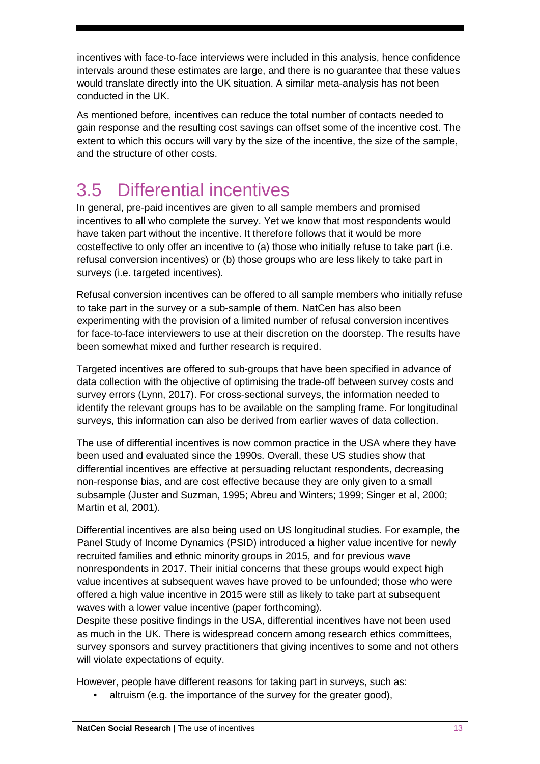incentives with face-to-face interviews were included in this analysis, hence confidence intervals around these estimates are large, and there is no guarantee that these values would translate directly into the UK situation. A similar meta-analysis has not been conducted in the UK.

As mentioned before, incentives can reduce the total number of contacts needed to gain response and the resulting cost savings can offset some of the incentive cost. The extent to which this occurs will vary by the size of the incentive, the size of the sample, and the structure of other costs.

## 3.5 Differential incentives

In general, pre-paid incentives are given to all sample members and promised incentives to all who complete the survey. Yet we know that most respondents would have taken part without the incentive. It therefore follows that it would be more costeffective to only offer an incentive to (a) those who initially refuse to take part (i.e. refusal conversion incentives) or (b) those groups who are less likely to take part in surveys (i.e. targeted incentives).

Refusal conversion incentives can be offered to all sample members who initially refuse to take part in the survey or a sub-sample of them. NatCen has also been experimenting with the provision of a limited number of refusal conversion incentives for face-to-face interviewers to use at their discretion on the doorstep. The results have been somewhat mixed and further research is required.

Targeted incentives are offered to sub-groups that have been specified in advance of data collection with the objective of optimising the trade-off between survey costs and survey errors (Lynn, 2017). For cross-sectional surveys, the information needed to identify the relevant groups has to be available on the sampling frame. For longitudinal surveys, this information can also be derived from earlier waves of data collection.

The use of differential incentives is now common practice in the USA where they have been used and evaluated since the 1990s. Overall, these US studies show that differential incentives are effective at persuading reluctant respondents, decreasing non-response bias, and are cost effective because they are only given to a small subsample (Juster and Suzman, 1995; Abreu and Winters; 1999; Singer et al, 2000; Martin et al, 2001).

Differential incentives are also being used on US longitudinal studies. For example, the Panel Study of Income Dynamics (PSID) introduced a higher value incentive for newly recruited families and ethnic minority groups in 2015, and for previous wave nonrespondents in 2017. Their initial concerns that these groups would expect high value incentives at subsequent waves have proved to be unfounded; those who were offered a high value incentive in 2015 were still as likely to take part at subsequent waves with a lower value incentive (paper forthcoming).

Despite these positive findings in the USA, differential incentives have not been used as much in the UK. There is widespread concern among research ethics committees, survey sponsors and survey practitioners that giving incentives to some and not others will violate expectations of equity.

However, people have different reasons for taking part in surveys, such as:

- altruism (e.g. the importance of the survey for the greater good),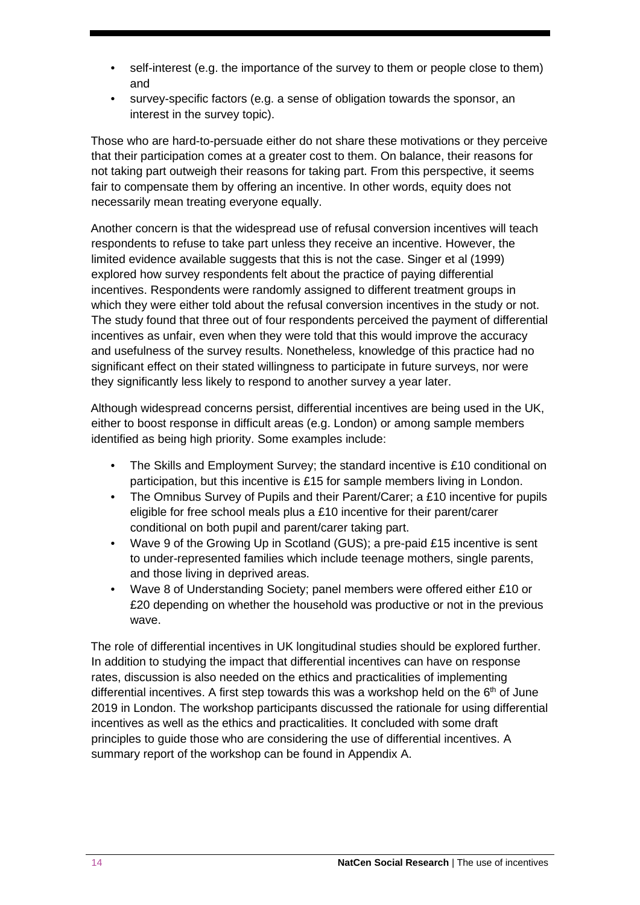- self-interest (e.g. the importance of the survey to them or people close to them) and
- survey-specific factors (e.g. a sense of obligation towards the sponsor, an interest in the survey topic).

Those who are hard-to-persuade either do not share these motivations or they perceive that their participation comes at a greater cost to them. On balance, their reasons for not taking part outweigh their reasons for taking part. From this perspective, it seems fair to compensate them by offering an incentive. In other words, equity does not necessarily mean treating everyone equally.

Another concern is that the widespread use of refusal conversion incentives will teach respondents to refuse to take part unless they receive an incentive. However, the limited evidence available suggests that this is not the case. Singer et al (1999) explored how survey respondents felt about the practice of paying differential incentives. Respondents were randomly assigned to different treatment groups in which they were either told about the refusal conversion incentives in the study or not. The study found that three out of four respondents perceived the payment of differential incentives as unfair, even when they were told that this would improve the accuracy and usefulness of the survey results. Nonetheless, knowledge of this practice had no significant effect on their stated willingness to participate in future surveys, nor were they significantly less likely to respond to another survey a year later.

Although widespread concerns persist, differential incentives are being used in the UK, either to boost response in difficult areas (e.g. London) or among sample members identified as being high priority. Some examples include:

- The Skills and Employment Survey; the standard incentive is £10 conditional on participation, but this incentive is £15 for sample members living in London.
- The Omnibus Survey of Pupils and their Parent/Carer; a £10 incentive for pupils eligible for free school meals plus a £10 incentive for their parent/carer conditional on both pupil and parent/carer taking part.
- Wave 9 of the Growing Up in Scotland (GUS); a pre-paid £15 incentive is sent to under-represented families which include teenage mothers, single parents, and those living in deprived areas.
- Wave 8 of Understanding Society; panel members were offered either £10 or £20 depending on whether the household was productive or not in the previous wave.

The role of differential incentives in UK longitudinal studies should be explored further. In addition to studying the impact that differential incentives can have on response rates, discussion is also needed on the ethics and practicalities of implementing differential incentives. A first step towards this was a workshop held on the 6th of June 2019 in London. The workshop participants discussed the rationale for using differential incentives as well as the ethics and practicalities. It concluded with some draft principles to guide those who are considering the use of differential incentives. A summary report of the workshop can be found in Appendix A.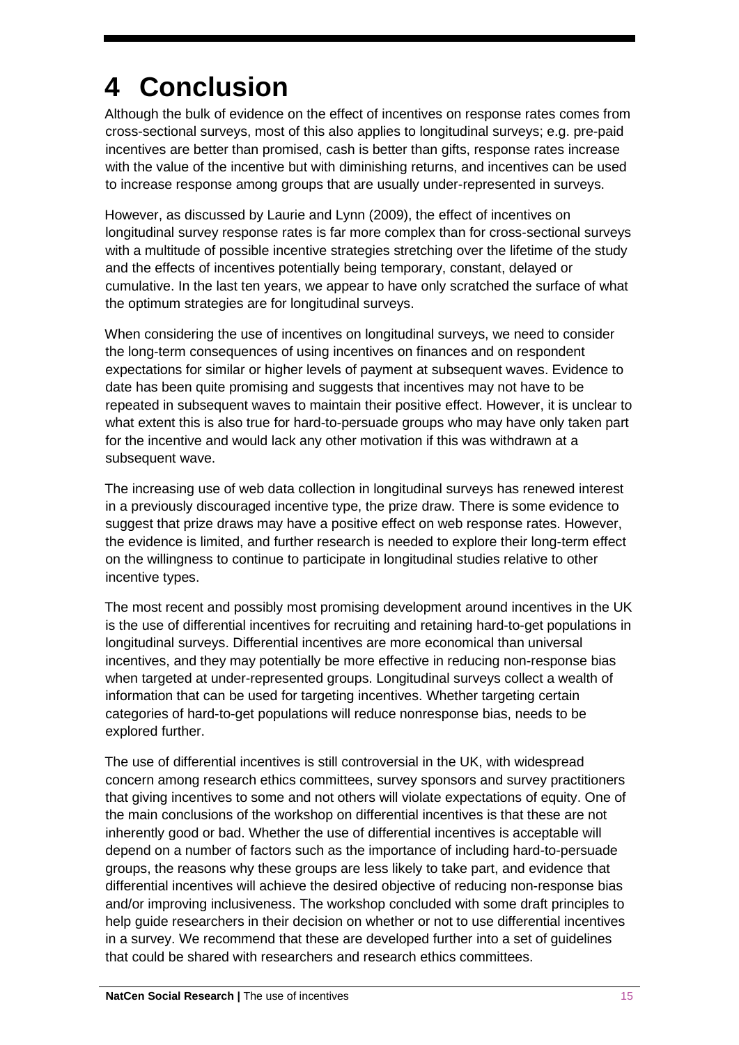# 4 Conclusion

Although the bulk of evidence on the effect of incentives on response rates comes from cross-sectional surveys, most of this also applies to longitudinal surveys; e.g. pre-paid incentives are better than promised, cash is better than gifts, response rates increase with the value of the incentive but with diminishing returns, and incentives can be used to increase response among groups that are usually under-represented in surveys.

However, as discussed by Laurie and Lynn (2009), the effect of incentives on longitudinal survey response rates is far more complex than for cross-sectional surveys with a multitude of possible incentive strategies stretching over the lifetime of the study and the effects of incentives potentially being temporary, constant, delayed or cumulative. In the last ten years, we appear to have only scratched the surface of what the optimum strategies are for longitudinal surveys.

When considering the use of incentives on longitudinal surveys, we need to consider the long-term consequences of using incentives on finances and on respondent expectations for similar or higher levels of payment at subsequent waves. Evidence to date has been quite promising and suggests that incentives may not have to be repeated in subsequent waves to maintain their positive effect. However, it is unclear to what extent this is also true for hard-to-persuade groups who may have only taken part for the incentive and would lack any other motivation if this was withdrawn at a subsequent wave.

The increasing use of web data collection in longitudinal surveys has renewed interest in a previously discouraged incentive type, the prize draw. There is some evidence to suggest that prize draws may have a positive effect on web response rates. However, the evidence is limited, and further research is needed to explore their long-term effect on the willingness to continue to participate in longitudinal studies relative to other incentive types.

The most recent and possibly most promising development around incentives in the UK is the use of differential incentives for recruiting and retaining hard-to-get populations in longitudinal surveys. Differential incentives are more economical than universal incentives, and they may potentially be more effective in reducing non-response bias when targeted at under-represented groups. Longitudinal surveys collect a wealth of information that can be used for targeting incentives. Whether targeting certain categories of hard-to-get populations will reduce nonresponse bias, needs to be explored further.

The use of differential incentives is still controversial in the UK, with widespread concern among research ethics committees, survey sponsors and survey practitioners that giving incentives to some and not others will violate expectations of equity. One of the main conclusions of the workshop on differential incentives is that these are not inherently good or bad. Whether the use of differential incentives is acceptable will depend on a number of factors such as the importance of including hard-to-persuade groups, the reasons why these groups are less likely to take part, and evidence that differential incentives will achieve the desired objective of reducing non-response bias and/or improving inclusiveness. The workshop concluded with some draft principles to help guide researchers in their decision on whether or not to use differential incentives in a survey. We recommend that these are developed further into a set of guidelines that could be shared with researchers and research ethics committees.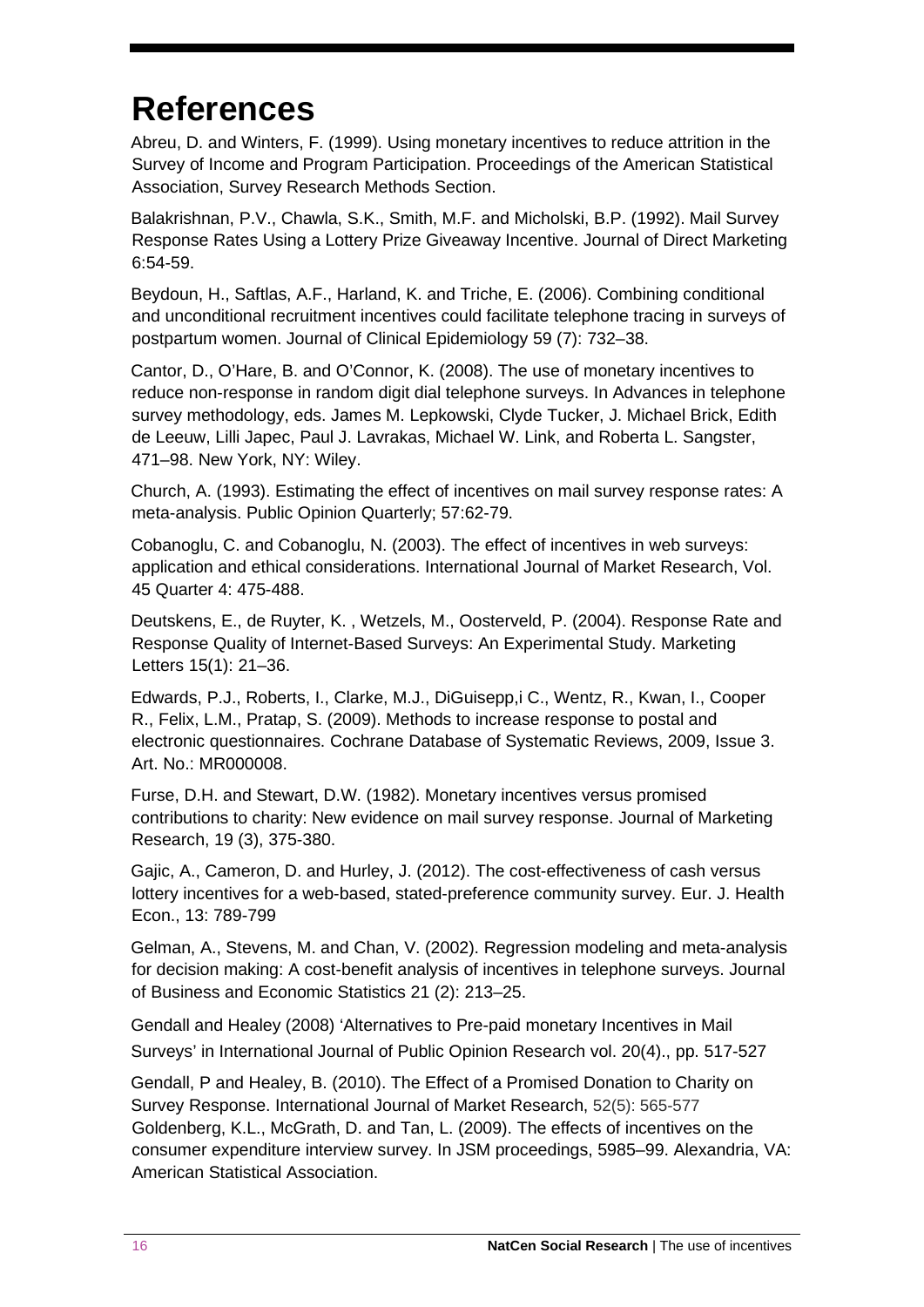# References

Abreu, D. and Winters, F. (1999). Using monetary incentives to reduce attrition in the Survey of Income and Program Participation. Proceedings of the American Statistical Association, Survey Research Methods Section.

Balakrishnan, P.V., Chawla, S.K., Smith, M.F. and Micholski, B.P. (1992). Mail Survey Response Rates Using a Lottery Prize Giveaway Incentive. Journal of Direct Marketing 6:54-59.

Beydoun, H., Saftlas, A.F., Harland, K. and Triche, E. (2006). Combining conditional and unconditional recruitment incentives could facilitate telephone tracing in surveys of postpartum women. Journal of Clinical Epidemiology 59 (7): 732–38.

Cantor, D., O'Hare, B. and O'Connor, K. (2008). The use of monetary incentives to reduce non-response in random digit dial telephone surveys. In Advances in telephone survey methodology, eds. James M. Lepkowski, Clyde Tucker, J. Michael Brick, Edith de Leeuw, Lilli Japec, Paul J. Lavrakas, Michael W. Link, and Roberta L. Sangster, 471–98. New York, NY: Wiley.

Church, A. (1993). Estimating the effect of incentives on mail survey response rates: A meta-analysis. Public Opinion Quarterly; 57:62-79.

Cobanoglu, C. and Cobanoglu, N. (2003). The effect of incentives in web surveys: application and ethical considerations. International Journal of Market Research, Vol. 45 Quarter 4: 475-488.

Deutskens, E., de Ruyter, K. , Wetzels, M., Oosterveld, P. (2004). Response Rate and Response Quality of Internet-Based Surveys: An Experimental Study. Marketing Letters 15(1): 21–36.

Edwards, P.J., Roberts, I., Clarke, M.J., DiGuisepp,i C., Wentz, R., Kwan, I., Cooper R., Felix, L.M., Pratap, S. (2009). Methods to increase response to postal and electronic questionnaires. Cochrane Database of Systematic Reviews, 2009, Issue 3. Art. No.: MR000008.

Furse, D.H. and Stewart, D.W. (1982). Monetary incentives versus promised contributions to charity: New evidence on mail survey response. Journal of Marketing Research, 19 (3), 375-380.

Gajic, A., Cameron, D. and Hurley, J. (2012). The cost-effectiveness of cash versus lottery incentives for a web-based, stated-preference community survey. Eur. J. Health Econ., 13: 789-799

Gelman, A., Stevens, M. and Chan, V. (2002). Regression modeling and meta-analysis for decision making: A cost-benefit analysis of incentives in telephone surveys. Journal of Business and Economic Statistics 21 (2): 213–25.

Gendall and Healey (2008) 'Alternatives to Pre-paid monetary Incentives in Mail Surveys' in International Journal of Public Opinion Research vol. 20(4)., pp. 517-527

Gendall, P and Healey, B. (2010). The Effect of a Promised Donation to Charity on Survey Response. International Journal of Market Research, 52(5): 565-577

Goldenberg, K.L., McGrath, D. and Tan, L. (2009). The effects of incentives on the consumer expenditure interview survey. In JSM proceedings, 5985–99. Alexandria, VA: American Statistical Association.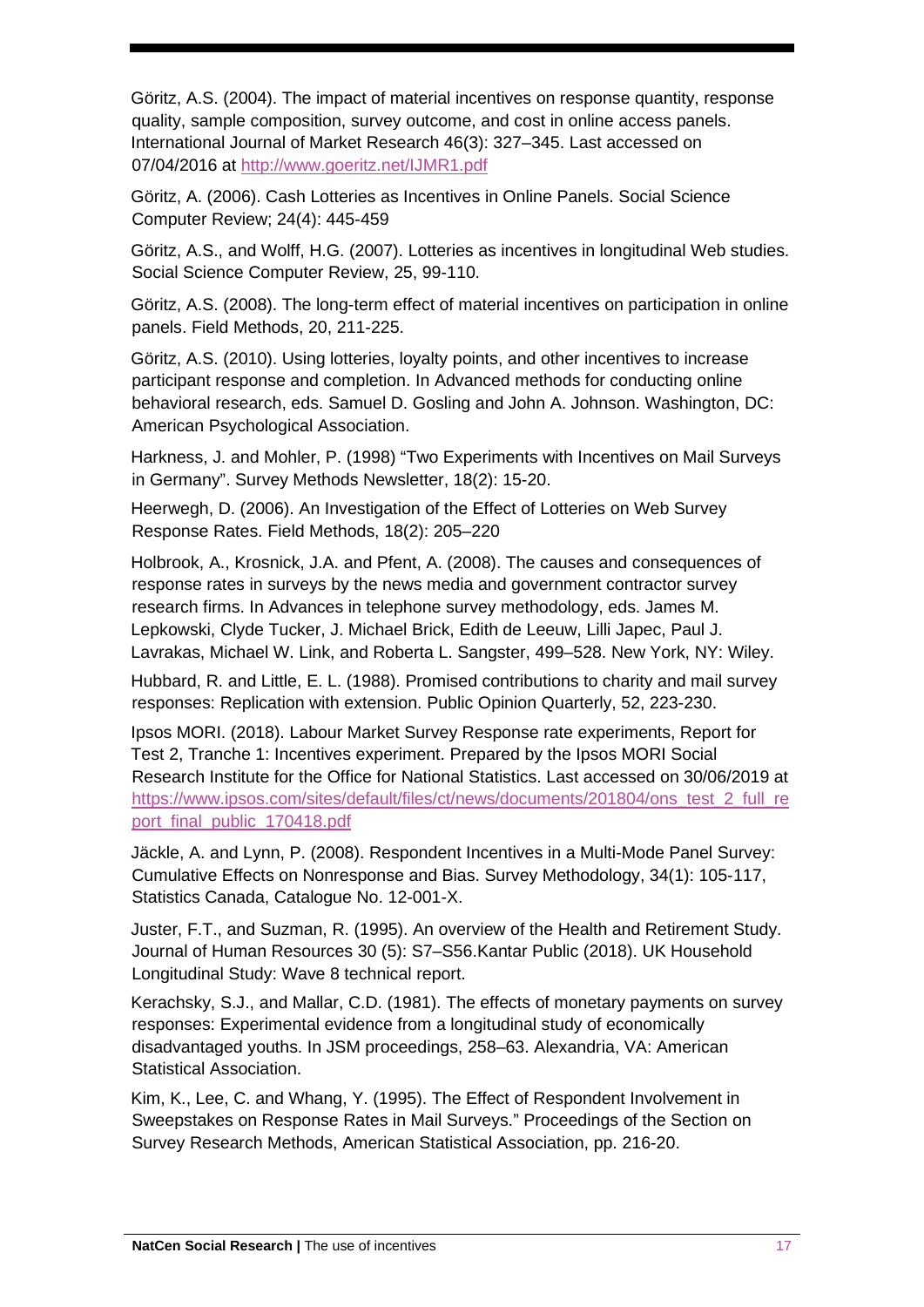Göritz, A.S. (2004). The impact of material incentives on response quantity, response quality, sample composition, survey outcome, and cost in online access panels. International Journal of Market Research 46(3): 327–345. Last accessed on 07/04/2016 at http://www.goeritz.net/IJMR1.pdf

Göritz, A. (2006). Cash Lotteries as Incentives in Online Panels. Social Science Computer Review; 24(4): 445-459

Göritz, A.S., and Wolff, H.G. (2007). Lotteries as incentives in longitudinal Web studies. Social Science Computer Review, 25, 99-110.

Göritz, A.S. (2008). The long-term effect of material incentives on participation in online panels. Field Methods, 20, 211-225.

Göritz, A.S. (2010). Using lotteries, loyalty points, and other incentives to increase participant response and completion. In Advanced methods for conducting online behavioral research, eds. Samuel D. Gosling and John A. Johnson. Washington, DC: American Psychological Association.

Harkness, J. and Mohler, P. (1998) "Two Experiments with Incentives on Mail Surveys in Germany". Survey Methods Newsletter, 18(2): 15-20.

Heerwegh, D. (2006). An Investigation of the Effect of Lotteries on Web Survey Response Rates. Field Methods, 18(2): 205–220

Holbrook, A., Krosnick, J.A. and Pfent, A. (2008). The causes and consequences of response rates in surveys by the news media and government contractor survey research firms. In Advances in telephone survey methodology, eds. James M. Lepkowski, Clyde Tucker, J. Michael Brick, Edith de Leeuw, Lilli Japec, Paul J. Lavrakas, Michael W. Link, and Roberta L. Sangster, 499–528. New York, NY: Wiley.

Hubbard, R. and Little, E. L. (1988). Promised contributions to charity and mail survey responses: Replication with extension. Public Opinion Quarterly, 52, 223-230.

Ipsos MORI. (2018). Labour Market Survey Response rate experiments, Report for Test 2, Tranche 1: Incentives experiment. Prepared by the Ipsos MORI Social Research Institute for the Office for National Statistics. Last accessed on 30/06/2019 at https://www.ipsos.com/sites/default/files/ct/news/documents/201804/ons_test_2_full_report_final_public_170418.pdf

Jäckle, A. and Lynn, P. (2008). Respondent Incentives in a Multi-Mode Panel Survey: Cumulative Effects on Nonresponse and Bias. Survey Methodology, 34(1): 105-117, Statistics Canada, Catalogue No. 12-001-X.

Juster, F.T., and Suzman, R. (1995). An overview of the Health and Retirement Study. Journal of Human Resources 30 (5): S7–S56.Kantar Public (2018). UK Household Longitudinal Study: Wave 8 technical report.

Kerachsky, S.J., and Mallar, C.D. (1981). The effects of monetary payments on survey responses: Experimental evidence from a longitudinal study of economically disadvantaged youths. In JSM proceedings, 258–63. Alexandria, VA: American Statistical Association.

Kim, K., Lee, C. and Whang, Y. (1995). The Effect of Respondent Involvement in Sweepstakes on Response Rates in Mail Surveys." Proceedings of the Section on Survey Research Methods, American Statistical Association, pp. 216-20.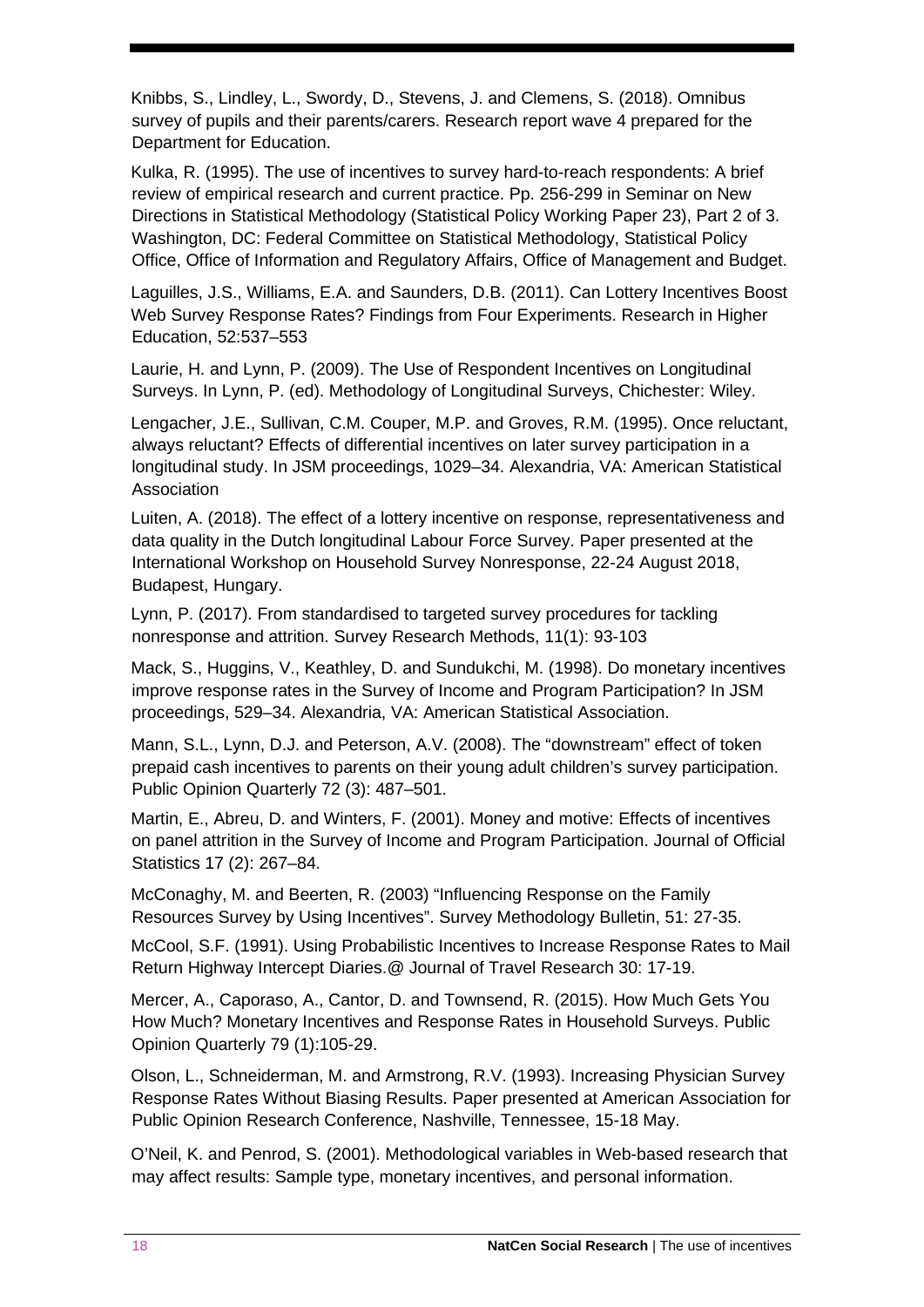Knibbs, S., Lindley, L., Swordy, D., Stevens, J. and Clemens, S. (2018). Omnibus survey of pupils and their parents/carers. Research report wave 4 prepared for the Department for Education.

Kulka, R. (1995). The use of incentives to survey hard-to-reach respondents: A brief review of empirical research and current practice. Pp. 256-299 in Seminar on New Directions in Statistical Methodology (Statistical Policy Working Paper 23), Part 2 of 3. Washington, DC: Federal Committee on Statistical Methodology, Statistical Policy Office, Office of Information and Regulatory Affairs, Office of Management and Budget.

Laguilles, J.S., Williams, E.A. and Saunders, D.B. (2011). Can Lottery Incentives Boost Web Survey Response Rates? Findings from Four Experiments. Research in Higher Education, 52:537–553

Laurie, H. and Lynn, P. (2009). The Use of Respondent Incentives on Longitudinal Surveys. In Lynn, P. (ed). Methodology of Longitudinal Surveys, Chichester: Wiley.

Lengacher, J.E., Sullivan, C.M. Couper, M.P. and Groves, R.M. (1995). Once reluctant, always reluctant? Effects of differential incentives on later survey participation in a longitudinal study. In JSM proceedings, 1029–34. Alexandria, VA: American Statistical Association

Luiten, A. (2018). The effect of a lottery incentive on response, representativeness and data quality in the Dutch longitudinal Labour Force Survey. Paper presented at the International Workshop on Household Survey Nonresponse, 22-24 August 2018, Budapest, Hungary.

Lynn, P. (2017). From standardised to targeted survey procedures for tackling nonresponse and attrition. Survey Research Methods, 11(1): 93-103

Mack, S., Huggins, V., Keathley, D. and Sundukchi, M. (1998). Do monetary incentives improve response rates in the Survey of Income and Program Participation? In JSM proceedings, 529–34. Alexandria, VA: American Statistical Association.

Mann, S.L., Lynn, D.J. and Peterson, A.V. (2008). The "downstream" effect of token prepaid cash incentives to parents on their young adult children's survey participation. Public Opinion Quarterly 72 (3): 487–501.

Martin, E., Abreu, D. and Winters, F. (2001). Money and motive: Effects of incentives on panel attrition in the Survey of Income and Program Participation. Journal of Official Statistics 17 (2): 267–84.

McConaghy, M. and Beerten, R. (2003) "Influencing Response on the Family Resources Survey by Using Incentives". Survey Methodology Bulletin, 51: 27-35.

McCool, S.F. (1991). Using Probabilistic Incentives to Increase Response Rates to Mail Return Highway Intercept Diaries.@ Journal of Travel Research 30: 17-19.

Mercer, A., Caporaso, A., Cantor, D. and Townsend, R. (2015). How Much Gets You How Much? Monetary Incentives and Response Rates in Household Surveys. Public Opinion Quarterly 79 (1):105-29.

Olson, L., Schneiderman, M. and Armstrong, R.V. (1993). Increasing Physician Survey Response Rates Without Biasing Results. Paper presented at American Association for Public Opinion Research Conference, Nashville, Tennessee, 15-18 May.

O'Neil, K. and Penrod, S. (2001). Methodological variables in Web-based research that may affect results: Sample type, monetary incentives, and personal information.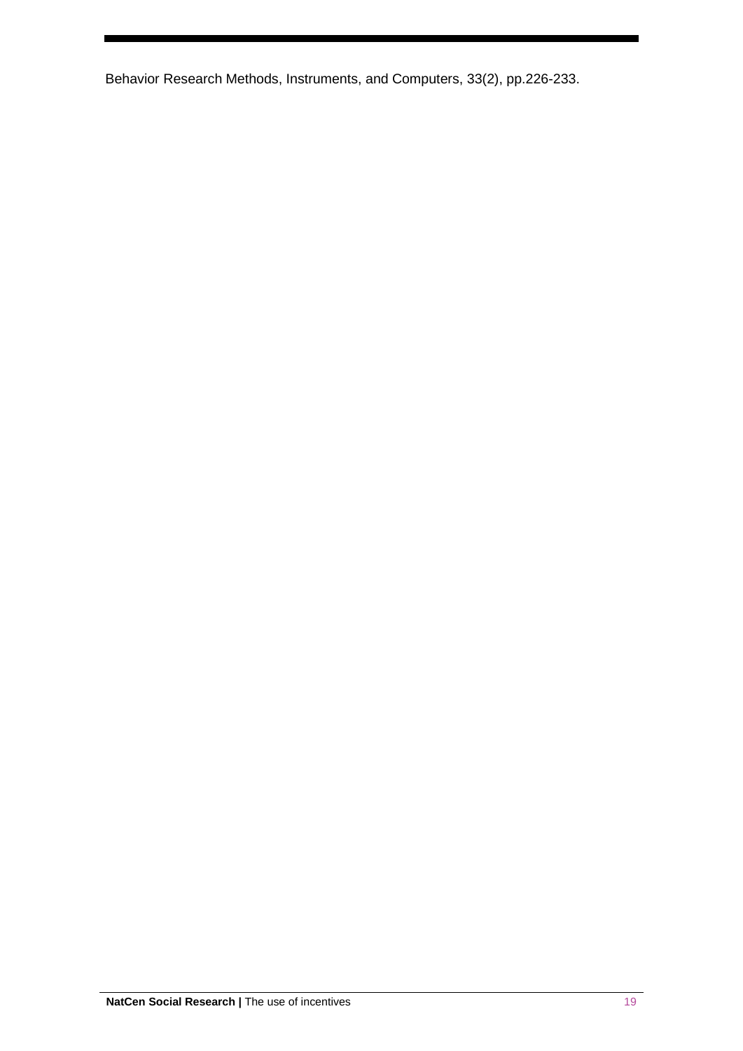Behavior Research Methods, Instruments, and Computers, 33(2), pp.226-233.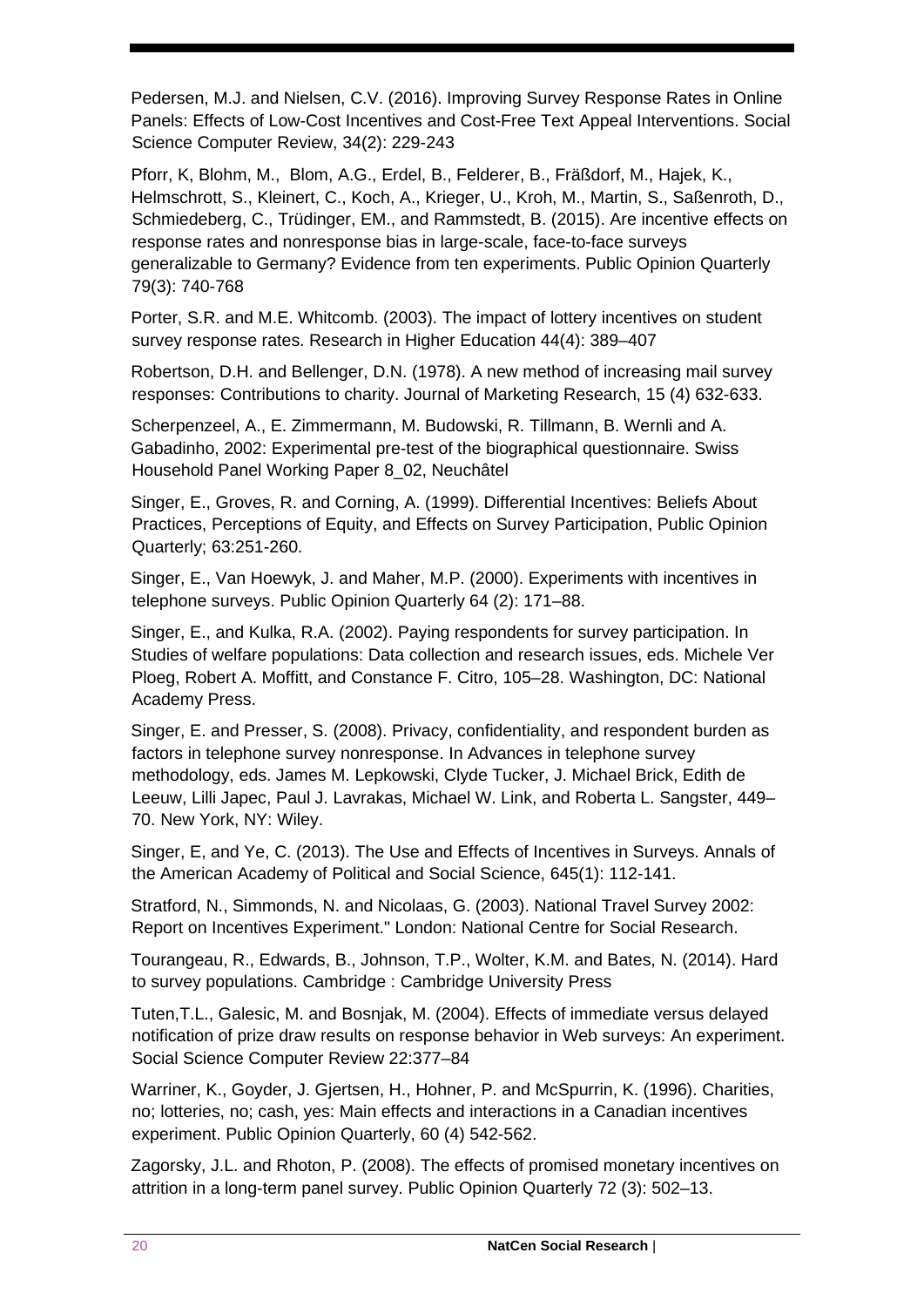Pedersen, M.J. and Nielsen, C.V. (2016). Improving Survey Response Rates in Online Panels: Effects of Low-Cost Incentives and Cost-Free Text Appeal Interventions. Social Science Computer Review, 34(2): 229-243

Pforr, K, Blohm, M., Blom, A.G., Erdel, B., Felderer, B., Fräßdorf, M., Hajek, K., Helmschrott, S., Kleinert, C., Koch, A., Krieger, U., Kroh, M., Martin, S., Saßenroth, D., Schmiedeberg, C., Trüdinger, EM., and Rammstedt, B. (2015). Are incentive effects on response rates and nonresponse bias in large-scale, face-to-face surveys generalizable to Germany? Evidence from ten experiments. Public Opinion Quarterly 79(3): 740-768

Porter, S.R. and M.E. Whitcomb. (2003). The impact of lottery incentives on student survey response rates. Research in Higher Education 44(4): 389–407

Robertson, D.H. and Bellenger, D.N. (1978). A new method of increasing mail survey responses: Contributions to charity. Journal of Marketing Research, 15 (4) 632-633.

Scherpenzeel, A., E. Zimmermann, M. Budowski, R. Tillmann, B. Wernli and A. Gabadinho, 2002: Experimental pre-test of the biographical questionnaire. Swiss Household Panel Working Paper 8_02, Neuchâtel

Singer, E., Groves, R. and Corning, A. (1999). Differential Incentives: Beliefs About Practices, Perceptions of Equity, and Effects on Survey Participation, Public Opinion Quarterly; 63:251-260.

Singer, E., Van Hoewyk, J. and Maher, M.P. (2000). Experiments with incentives in telephone surveys. Public Opinion Quarterly 64 (2): 171–88.

Singer, E., and Kulka, R.A. (2002). Paying respondents for survey participation. In Studies of welfare populations: Data collection and research issues, eds. Michele Ver Ploeg, Robert A. Moffitt, and Constance F. Citro, 105–28. Washington, DC: National Academy Press.

Singer, E. and Presser, S. (2008). Privacy, confidentiality, and respondent burden as factors in telephone survey nonresponse. In Advances in telephone survey methodology, eds. James M. Lepkowski, Clyde Tucker, J. Michael Brick, Edith de Leeuw, Lilli Japec, Paul J. Lavrakas, Michael W. Link, and Roberta L. Sangster, 449–70. New York, NY: Wiley.

Singer, E, and Ye, C. (2013). The Use and Effects of Incentives in Surveys. Annals of the American Academy of Political and Social Science, 645(1): 112-141.

Stratford, N., Simmonds, N. and Nicolaas, G. (2003). National Travel Survey 2002: Report on Incentives Experiment." London: National Centre for Social Research.

Tourangeau, R., Edwards, B., Johnson, T.P., Wolter, K.M. and Bates, N. (2014). Hard to survey populations. Cambridge : Cambridge University Press

Tuten,T.L., Galesic, M. and Bosnjak, M. (2004). Effects of immediate versus delayed notification of prize draw results on response behavior in Web surveys: An experiment. Social Science Computer Review 22:377–84

Warriner, K., Goyder, J. Gjertsen, H., Hohner, P. and McSpurrin, K. (1996). Charities, no; lotteries, no; cash, yes: Main effects and interactions in a Canadian incentives experiment. Public Opinion Quarterly, 60 (4) 542-562.

Zagorsky, J.L. and Rhoton, P. (2008). The effects of promised monetary incentives on attrition in a long-term panel survey. Public Opinion Quarterly 72 (3): 502–13.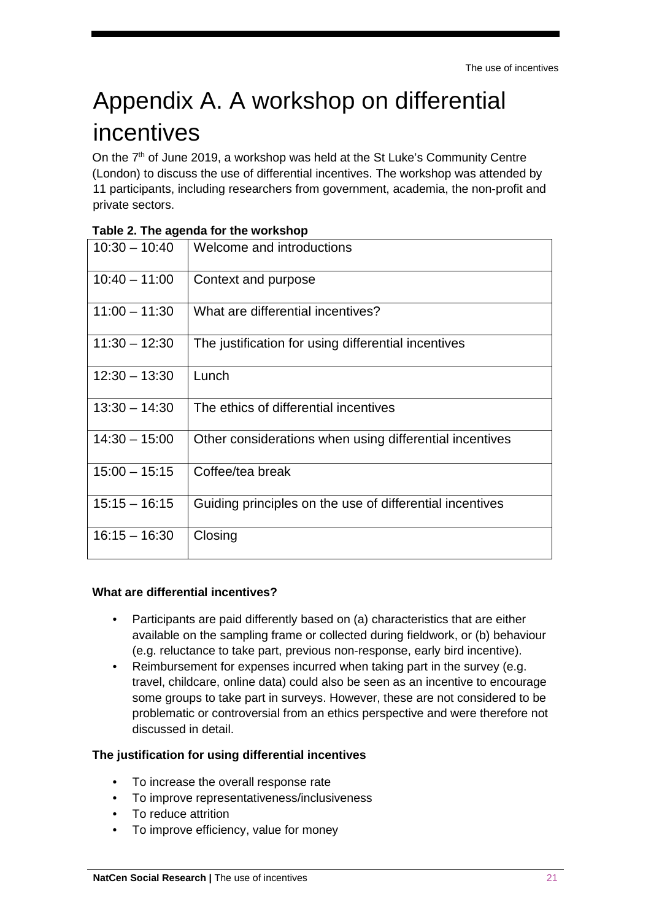# Appendix A. A workshop on differential incentives

On the 7th of June 2019, a workshop was held at the St Luke's Community Centre (London) to discuss the use of differential incentives. The workshop was attended by 11 participants, including researchers from government, academia, the non-profit and private sectors.

**Table 2. The agenda for the workshop**

| | |
|---|---|
| 10:30 – 10:40 | Welcome and introductions |
| 10:40 – 11:00 | Context and purpose |
| 11:00 – 11:30 | What are differential incentives? |
| 11:30 – 12:30 | The justification for using differential incentives |
| 12:30 – 13:30 | Lunch |
| 13:30 – 14:30 | The ethics of differential incentives |
| 14:30 – 15:00 | Other considerations when using differential incentives |
| 15:00 – 15:15 | Coffee/tea break |
| 15:15 – 16:15 | Guiding principles on the use of differential incentives |
| 16:15 – 16:30 | Closing |

**What are differential incentives?**

- Participants are paid differently based on (a) characteristics that are either available on the sampling frame or collected during fieldwork, or (b) behaviour (e.g. reluctance to take part, previous non-response, early bird incentive).
- Reimbursement for expenses incurred when taking part in the survey (e.g. travel, childcare, online data) could also be seen as an incentive to encourage some groups to take part in surveys. However, these are not considered to be problematic or controversial from an ethics perspective and were therefore not discussed in detail.

**The justification for using differential incentives**

- To increase the overall response rate
- To improve representativeness/inclusiveness
- To reduce attrition
- To improve efficiency, value for money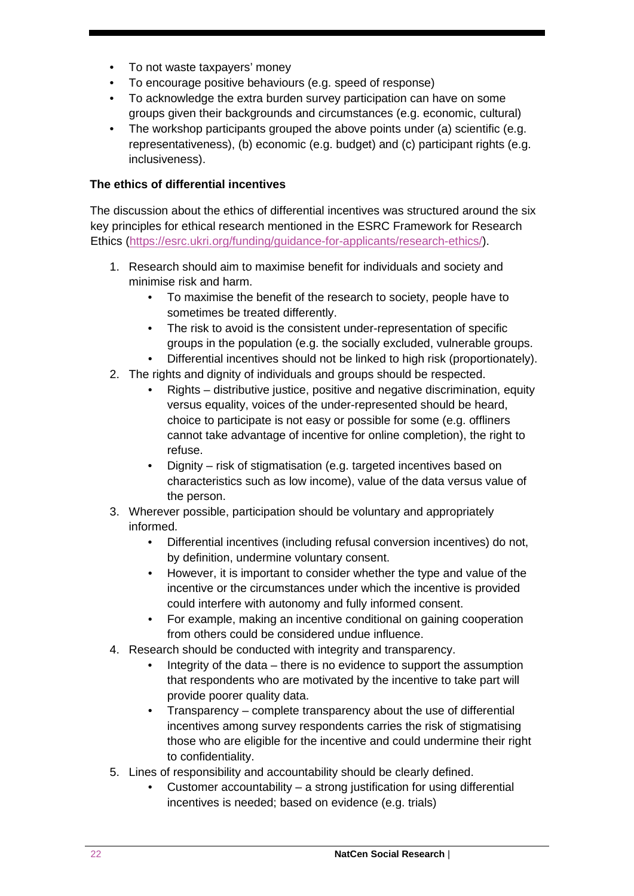- To not waste taxpayers' money
- To encourage positive behaviours (e.g. speed of response)
- To acknowledge the extra burden survey participation can have on some groups given their backgrounds and circumstances (e.g. economic, cultural)
- The workshop participants grouped the above points under (a) scientific (e.g. representativeness), (b) economic (e.g. budget) and (c) participant rights (e.g. inclusiveness).

**The ethics of differential incentives**

The discussion about the ethics of differential incentives was structured around the six key principles for ethical research mentioned in the ESRC Framework for Research Ethics (https://esrc.ukri.org/funding/guidance-for-applicants/research-ethics/).

1. Research should aim to maximise benefit for individuals and society and minimise risk and harm.
    - To maximise the benefit of the research to society, people have to sometimes be treated differently.
    - The risk to avoid is the consistent under-representation of specific groups in the population (e.g. the socially excluded, vulnerable groups.
    - Differential incentives should not be linked to high risk (proportionately).
2. The rights and dignity of individuals and groups should be respected.
    - Rights – distributive justice, positive and negative discrimination, equity versus equality, voices of the under-represented should be heard, choice to participate is not easy or possible for some (e.g. offliners cannot take advantage of incentive for online completion), the right to refuse.
    - Dignity – risk of stigmatisation (e.g. targeted incentives based on characteristics such as low income), value of the data versus value of the person.
3. Wherever possible, participation should be voluntary and appropriately informed.
    - Differential incentives (including refusal conversion incentives) do not, by definition, undermine voluntary consent.
    - However, it is important to consider whether the type and value of the incentive or the circumstances under which the incentive is provided could interfere with autonomy and fully informed consent.
    - For example, making an incentive conditional on gaining cooperation from others could be considered undue influence.
4. Research should be conducted with integrity and transparency.
    - Integrity of the data – there is no evidence to support the assumption that respondents who are motivated by the incentive to take part will provide poorer quality data.
    - Transparency – complete transparency about the use of differential incentives among survey respondents carries the risk of stigmatising those who are eligible for the incentive and could undermine their right to confidentiality.
5. Lines of responsibility and accountability should be clearly defined.
    - Customer accountability – a strong justification for using differential incentives is needed; based on evidence (e.g. trials)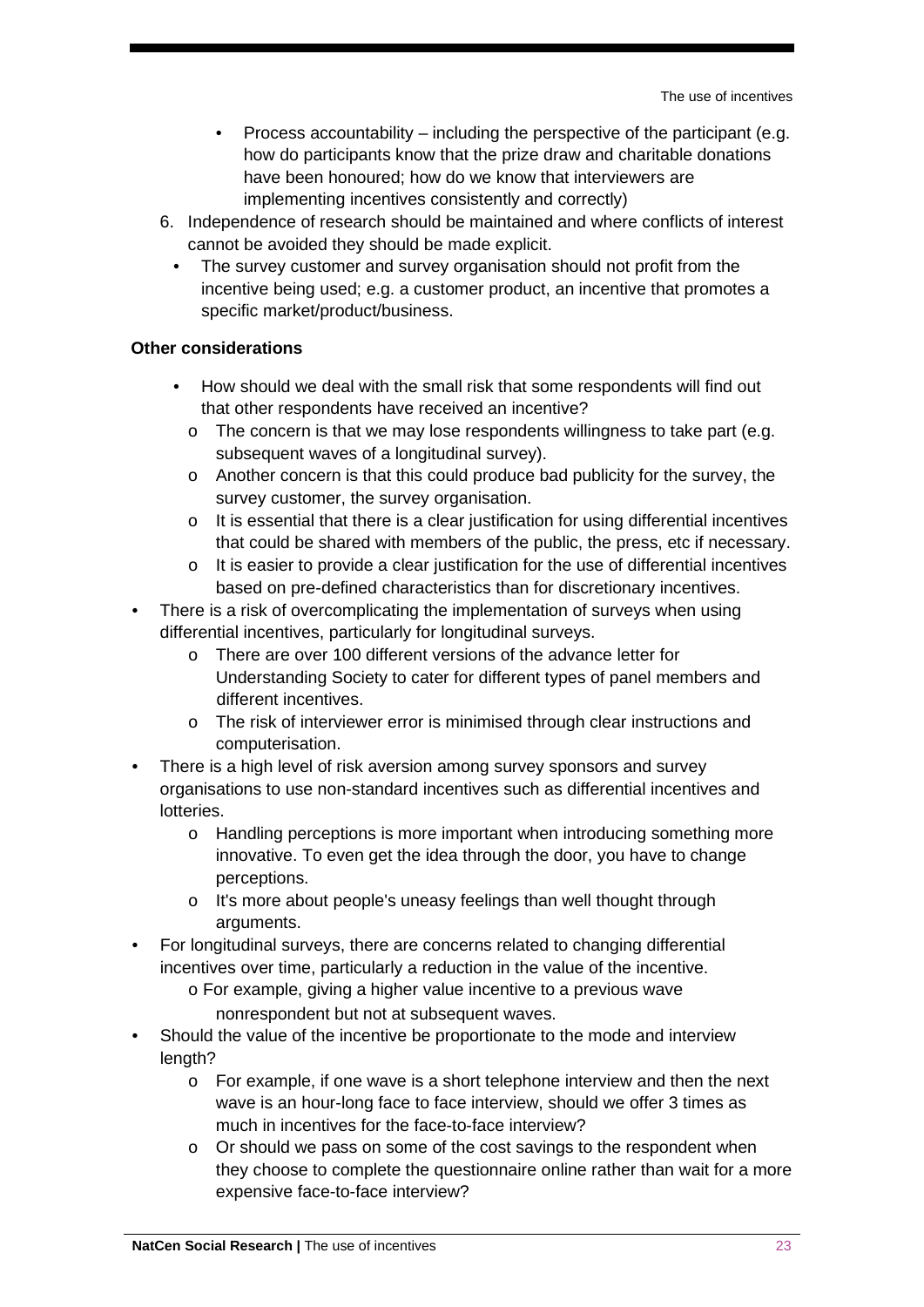- Process accountability – including the perspective of the participant (e.g. how do participants know that the prize draw and charitable donations have been honoured; how do we know that interviewers are implementing incentives consistently and correctly)

6. Independence of research should be maintained and where conflicts of interest cannot be avoided they should be made explicit.
   - The survey customer and survey organisation should not profit from the incentive being used; e.g. a customer product, an incentive that promotes a specific market/product/business.

**Other considerations**

- How should we deal with the small risk that some respondents will find out that other respondents have received an incentive?
  - The concern is that we may lose respondents willingness to take part (e.g. subsequent waves of a longitudinal survey).
  - Another concern is that this could produce bad publicity for the survey, the survey customer, the survey organisation.
  - It is essential that there is a clear justification for using differential incentives that could be shared with members of the public, the press, etc if necessary.
  - It is easier to provide a clear justification for the use of differential incentives based on pre-defined characteristics than for discretionary incentives.
- There is a risk of overcomplicating the implementation of surveys when using differential incentives, particularly for longitudinal surveys.
  - There are over 100 different versions of the advance letter for Understanding Society to cater for different types of panel members and different incentives.
  - The risk of interviewer error is minimised through clear instructions and computerisation.
- There is a high level of risk aversion among survey sponsors and survey organisations to use non-standard incentives such as differential incentives and lotteries.
  - Handling perceptions is more important when introducing something more innovative. To even get the idea through the door, you have to change perceptions.
  - It's more about people's uneasy feelings than well thought through arguments.
- For longitudinal surveys, there are concerns related to changing differential incentives over time, particularly a reduction in the value of the incentive.
  - For example, giving a higher value incentive to a previous wave nonrespondent but not at subsequent waves.
- Should the value of the incentive be proportionate to the mode and interview length?
  - For example, if one wave is a short telephone interview and then the next wave is an hour-long face to face interview, should we offer 3 times as much in incentives for the face-to-face interview?
  - Or should we pass on some of the cost savings to the respondent when they choose to complete the questionnaire online rather than wait for a more expensive face-to-face interview?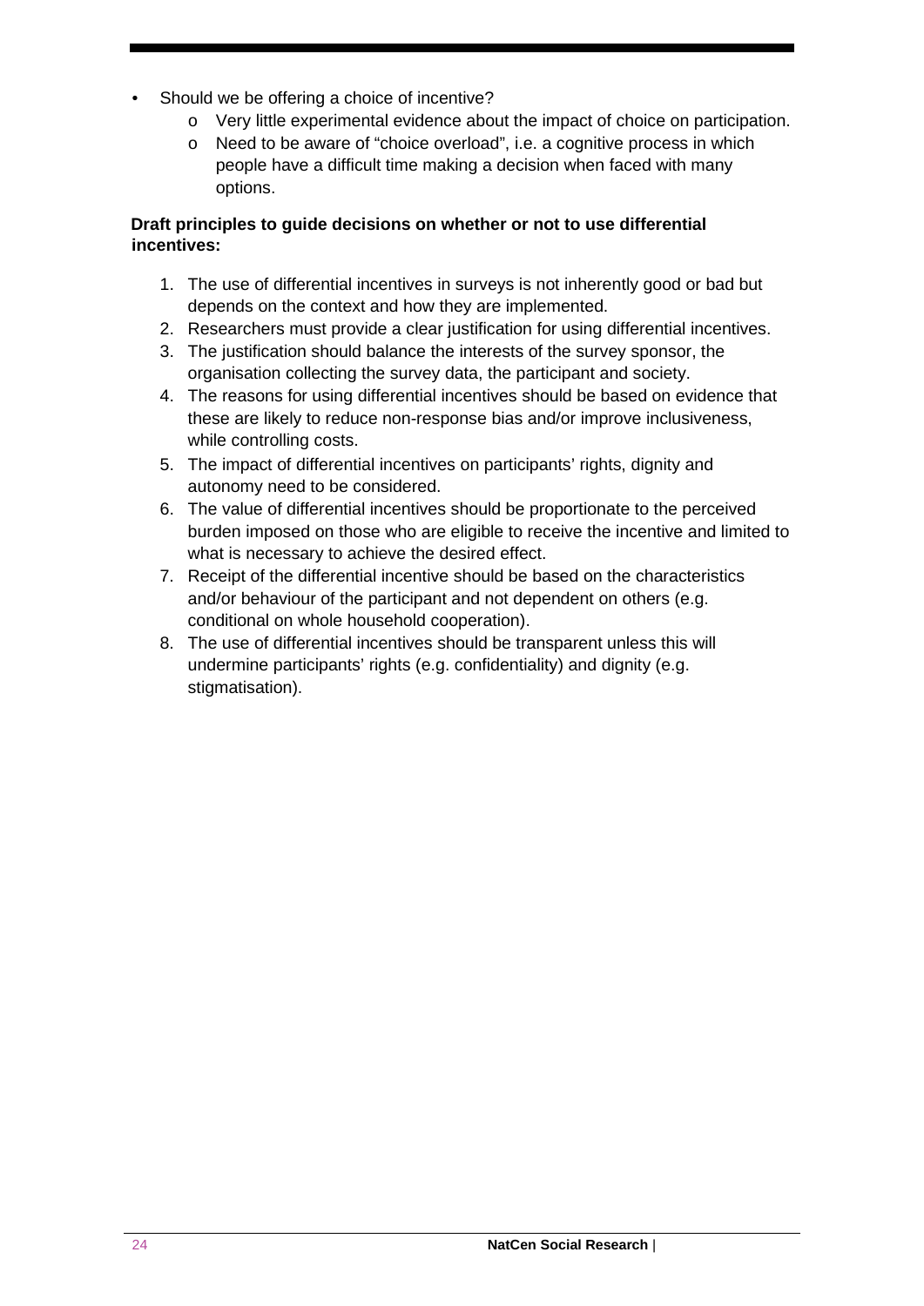- Should we be offering a choice of incentive?
  - Very little experimental evidence about the impact of choice on participation.
  - Need to be aware of "choice overload", i.e. a cognitive process in which people have a difficult time making a decision when faced with many options.

**Draft principles to guide decisions on whether or not to use differential incentives:**

1. The use of differential incentives in surveys is not inherently good or bad but depends on the context and how they are implemented.
2. Researchers must provide a clear justification for using differential incentives.
3. The justification should balance the interests of the survey sponsor, the organisation collecting the survey data, the participant and society.
4. The reasons for using differential incentives should be based on evidence that these are likely to reduce non-response bias and/or improve inclusiveness, while controlling costs.
5. The impact of differential incentives on participants' rights, dignity and autonomy need to be considered.
6. The value of differential incentives should be proportionate to the perceived burden imposed on those who are eligible to receive the incentive and limited to what is necessary to achieve the desired effect.
7. Receipt of the differential incentive should be based on the characteristics and/or behaviour of the participant and not dependent on others (e.g. conditional on whole household cooperation).
8. The use of differential incentives should be transparent unless this will undermine participants' rights (e.g. confidentiality) and dignity (e.g. stigmatisation).